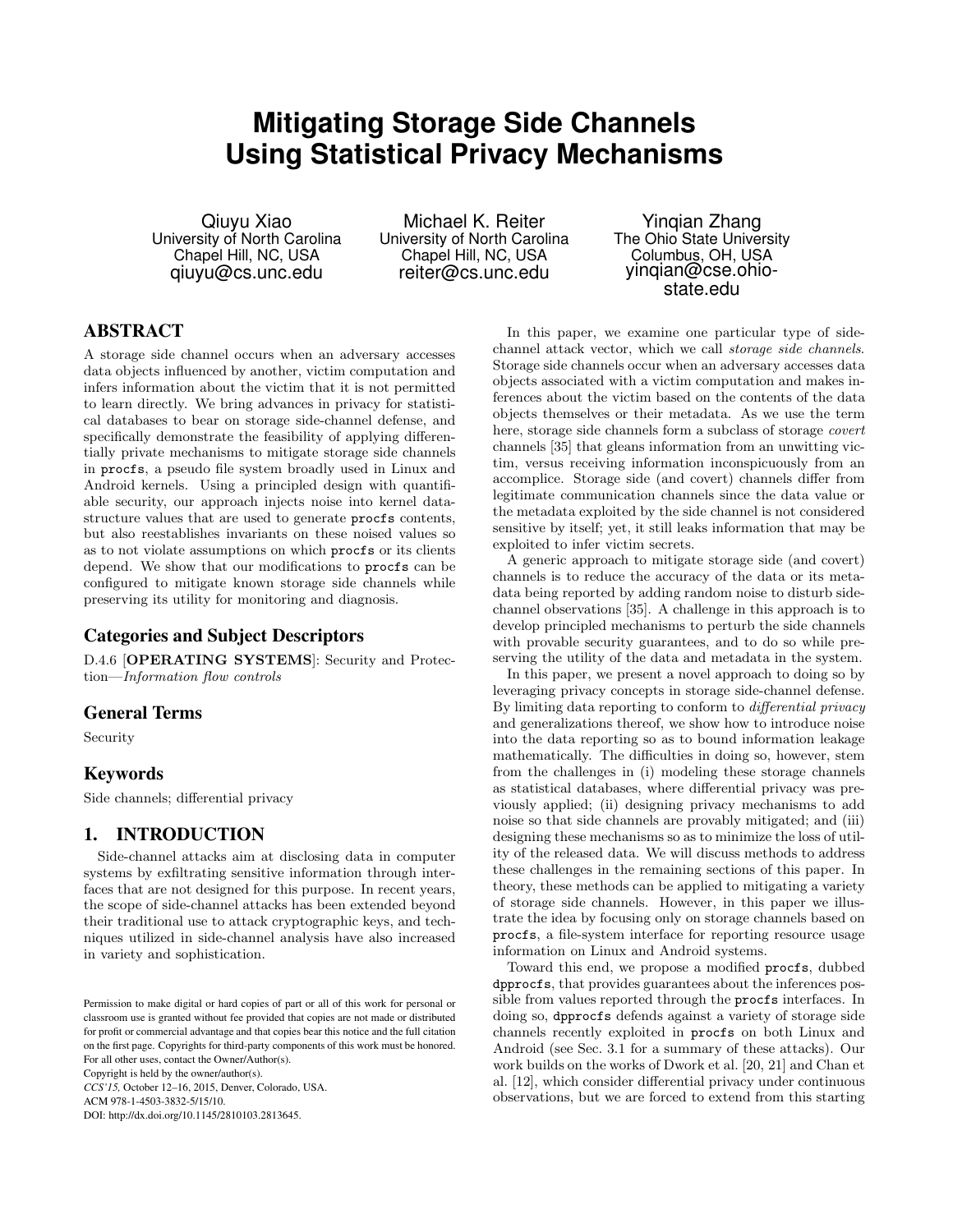# Mitigating Storage Side Channels Using Statistical Privacy Mechanisms

Qiuyu Xiao
University of North Carolina
Chapel Hill, NC, USA
qiuyu@cs.unc.edu

Michael K. Reiter
University of North Carolina
Chapel Hill, NC, USA
reiter@cs.unc.edu

Yinqian Zhang
The Ohio State University
Columbus, OH, USA
yinqian@cse.ohio-state.edu

## ABSTRACT

A storage side channel occurs when an adversary accesses data objects influenced by another, victim computation and infers information about the victim that it is not permitted to learn directly. We bring advances in privacy for statistical databases to bear on storage side-channel defense, and specifically demonstrate the feasibility of applying differentially private mechanisms to mitigate storage side channels in `procfs`, a pseudo file system broadly used in Linux and Android kernels. Using a principled design with quantifiable security, our approach injects noise into kernel data-structure values that are used to generate `procfs` contents, but also reestablishes invariants on these noised values so as to not violate assumptions on which `procfs` or its clients depend. We show that our modifications to `procfs` can be configured to mitigate known storage side channels while preserving its utility for monitoring and diagnosis.

### Categories and Subject Descriptors

D.4.6 [**OPERATING SYSTEMS**]: Security and Protection—*Information flow controls*

### General Terms

Security

### Keywords

Side channels; differential privacy

## 1. INTRODUCTION

Side-channel attacks aim at disclosing data in computer systems by exfiltrating sensitive information through interfaces that are not designed for this purpose. In recent years, the scope of side-channel attacks has been extended beyond their traditional use to attack cryptographic keys, and techniques utilized in side-channel analysis have also increased in variety and sophistication.

In this paper, we examine one particular type of side-channel attack vector, which we call *storage side channels*. Storage side channels occur when an adversary accesses data objects associated with a victim computation and makes inferences about the victim based on the contents of the data objects themselves or their metadata. As we use the term here, storage side channels form a subclass of storage *covert* channels [35] that gleans information from an unwitting victim, versus receiving information inconspicuously from an accomplice. Storage side (and covert) channels differ from legitimate communication channels since the data value or the metadata exploited by the side channel is not considered sensitive by itself; yet, it still leaks information that may be exploited to infer victim secrets.

A generic approach to mitigate storage side (and covert) channels is to reduce the accuracy of the data or its metadata being reported by adding random noise to disturb side-channel observations [35]. A challenge in this approach is to develop principled mechanisms to perturb the side channels with provable security guarantees, and to do so while preserving the utility of the data and metadata in the system.

In this paper, we present a novel approach to doing so by leveraging privacy concepts in storage side-channel defense. By limiting data reporting to conform to *differential privacy* and generalizations thereof, we show how to introduce noise into the data reporting so as to bound information leakage mathematically. The difficulties in doing so, however, stem from the challenges in (i) modeling these storage channels as statistical databases, where differential privacy was previously applied; (ii) designing privacy mechanisms to add noise so that side channels are provably mitigated; and (iii) designing these mechanisms so as to minimize the loss of utility of the released data. We will discuss methods to address these challenges in the remaining sections of this paper. In theory, these methods can be applied to mitigating a variety of storage side channels. However, in this paper we illustrate the idea by focusing only on storage channels based on `procfs`, a file-system interface for reporting resource usage information on Linux and Android systems.

Toward this end, we propose a modified `procfs`, dubbed `dpprocfs`, that provides guarantees about the inferences possible from values reported through the `procfs` interfaces. In doing so, `dpprocfs` defends against a variety of storage side channels recently exploited in `procfs` on both Linux and Android (see Sec. 3.1 for a summary of these attacks). Our work builds on the works of Dwork et al. [20, 21] and Chan et al. [12], which consider differential privacy under continuous observations, but we are forced to extend from this starting

Permission to make digital or hard copies of part or all of this work for personal or classroom use is granted without fee provided that copies are not made or distributed for profit or commercial advantage and that copies bear this notice and the full citation on the first page. Copyrights for third-party components of this work must be honored. For all other uses, contact the Owner/Author(s).
Copyright is held by the owner/author(s).
*CCS'15*, October 12–16, 2015, Denver, Colorado, USA.
ACM 978-1-4503-3832-5/15/10.
DOI: http://dx.doi.org/10.1145/2810103.2813645.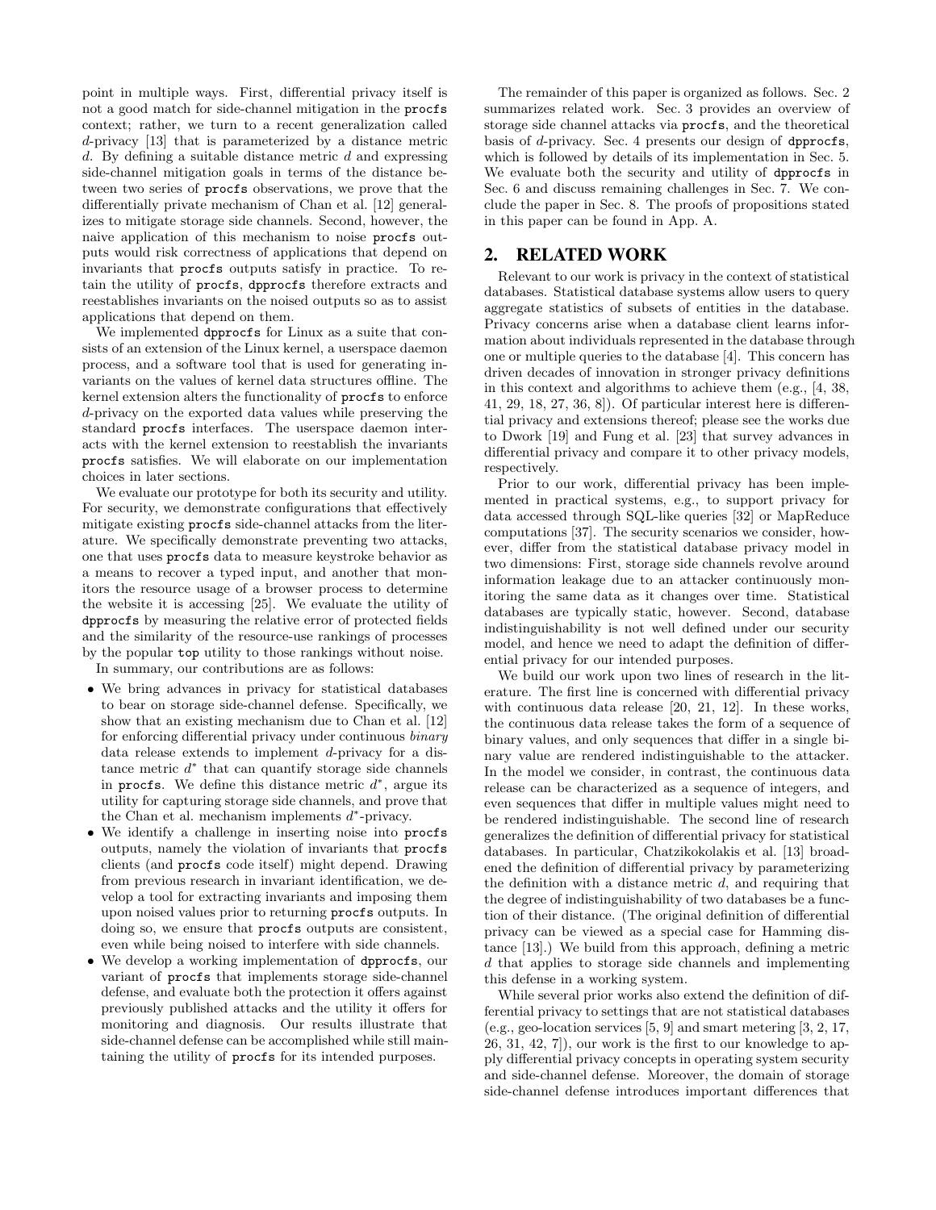point in multiple ways. First, differential privacy itself is not a good match for side-channel mitigation in the procfs context; rather, we turn to a recent generalization called $d$-privacy [13] that is parameterized by a distance metric $d$. By defining a suitable distance metric $d$ and expressing side-channel mitigation goals in terms of the distance between two series of procfs observations, we prove that the differentially private mechanism of Chan et al. [12] generalizes to mitigate storage side channels. Second, however, the naive application of this mechanism to noise procfs outputs would risk correctness of applications that depend on invariants that procfs outputs satisfy in practice. To retain the utility of procfs, dpprocfs therefore extracts and reestablishes invariants on the noised outputs so as to assist applications that depend on them.

We implemented dpprocfs for Linux as a suite that consists of an extension of the Linux kernel, a userspace daemon process, and a software tool that is used for generating invariants on the values of kernel data structures offline. The kernel extension alters the functionality of procfs to enforce $d$-privacy on the exported data values while preserving the standard procfs interfaces. The userspace daemon interacts with the kernel extension to reestablish the invariants procfs satisfies. We will elaborate on our implementation choices in later sections.

We evaluate our prototype for both its security and utility. For security, we demonstrate configurations that effectively mitigate existing procfs side-channel attacks from the literature. We specifically demonstrate preventing two attacks, one that uses procfs data to measure keystroke behavior as a means to recover a typed input, and another that monitors the resource usage of a browser process to determine the website it is accessing [25]. We evaluate the utility of dpprocfs by measuring the relative error of protected fields and the similarity of the resource-use rankings of processes by the popular top utility to those rankings without noise.

In summary, our contributions are as follows:

- We bring advances in privacy for statistical databases to bear on storage side-channel defense. Specifically, we show that an existing mechanism due to Chan et al. [12] for enforcing differential privacy under continuous *binary* data release extends to implement $d$-privacy for a distance metric $d^*$ that can quantify storage side channels in procfs. We define this distance metric $d^*$, argue its utility for capturing storage side channels, and prove that the Chan et al. mechanism implements $d^*$-privacy.
- We identify a challenge in inserting noise into procfs outputs, namely the violation of invariants that procfs clients (and procfs code itself) might depend. Drawing from previous research in invariant identification, we develop a tool for extracting invariants and imposing them upon noised values prior to returning procfs outputs. In doing so, we ensure that procfs outputs are consistent, even while being noised to interfere with side channels.
- We develop a working implementation of dpprocfs, our variant of procfs that implements storage side-channel defense, and evaluate both the protection it offers against previously published attacks and the utility it offers for monitoring and diagnosis. Our results illustrate that side-channel defense can be accomplished while still maintaining the utility of procfs for its intended purposes.

The remainder of this paper is organized as follows. Sec. 2 summarizes related work. Sec. 3 provides an overview of storage side channel attacks via procfs, and the theoretical basis of $d$-privacy. Sec. 4 presents our design of dpprocfs, which is followed by details of its implementation in Sec. 5. We evaluate both the security and utility of dpprocfs in Sec. 6 and discuss remaining challenges in Sec. 7. We conclude the paper in Sec. 8. The proofs of propositions stated in this paper can be found in App. A.

## 2. RELATED WORK

Relevant to our work is privacy in the context of statistical databases. Statistical database systems allow users to query aggregate statistics of subsets of entities in the database. Privacy concerns arise when a database client learns information about individuals represented in the database through one or multiple queries to the database [4]. This concern has driven decades of innovation in stronger privacy definitions in this context and algorithms to achieve them (e.g., [4, 38, 41, 29, 18, 27, 36, 8]). Of particular interest here is differential privacy and extensions thereof; please see the works due to Dwork [19] and Fung et al. [23] that survey advances in differential privacy and compare it to other privacy models, respectively.

Prior to our work, differential privacy has been implemented in practical systems, e.g., to support privacy for data accessed through SQL-like queries [32] or MapReduce computations [37]. The security scenarios we consider, however, differ from the statistical database privacy model in two dimensions: First, storage side channels revolve around information leakage due to an attacker continuously monitoring the same data as it changes over time. Statistical databases are typically static, however. Second, database indistinguishability is not well defined under our security model, and hence we need to adapt the definition of differential privacy for our intended purposes.

We build our work upon two lines of research in the literature. The first line is concerned with differential privacy with continuous data release [20, 21, 12]. In these works, the continuous data release takes the form of a sequence of binary values, and only sequences that differ in a single binary value are rendered indistinguishable to the attacker. In the model we consider, in contrast, the continuous data release can be characterized as a sequence of integers, and even sequences that differ in multiple values might need to be rendered indistinguishable. The second line of research generalizes the definition of differential privacy for statistical databases. In particular, Chatzikokolakis et al. [13] broadened the definition of differential privacy by parameterizing the definition with a distance metric $d$, and requiring that the degree of indistinguishability of two databases be a function of their distance. (The original definition of differential privacy can be viewed as a special case for Hamming distance [13].) We build from this approach, defining a metric $d$ that applies to storage side channels and implementing this defense in a working system.

While several prior works also extend the definition of differential privacy to settings that are not statistical databases (e.g., geo-location services [5, 9] and smart metering [3, 2, 17, 26, 31, 42, 7]), our work is the first to our knowledge to apply differential privacy concepts in operating system security and side-channel defense. Moreover, the domain of storage side-channel defense introduces important differences that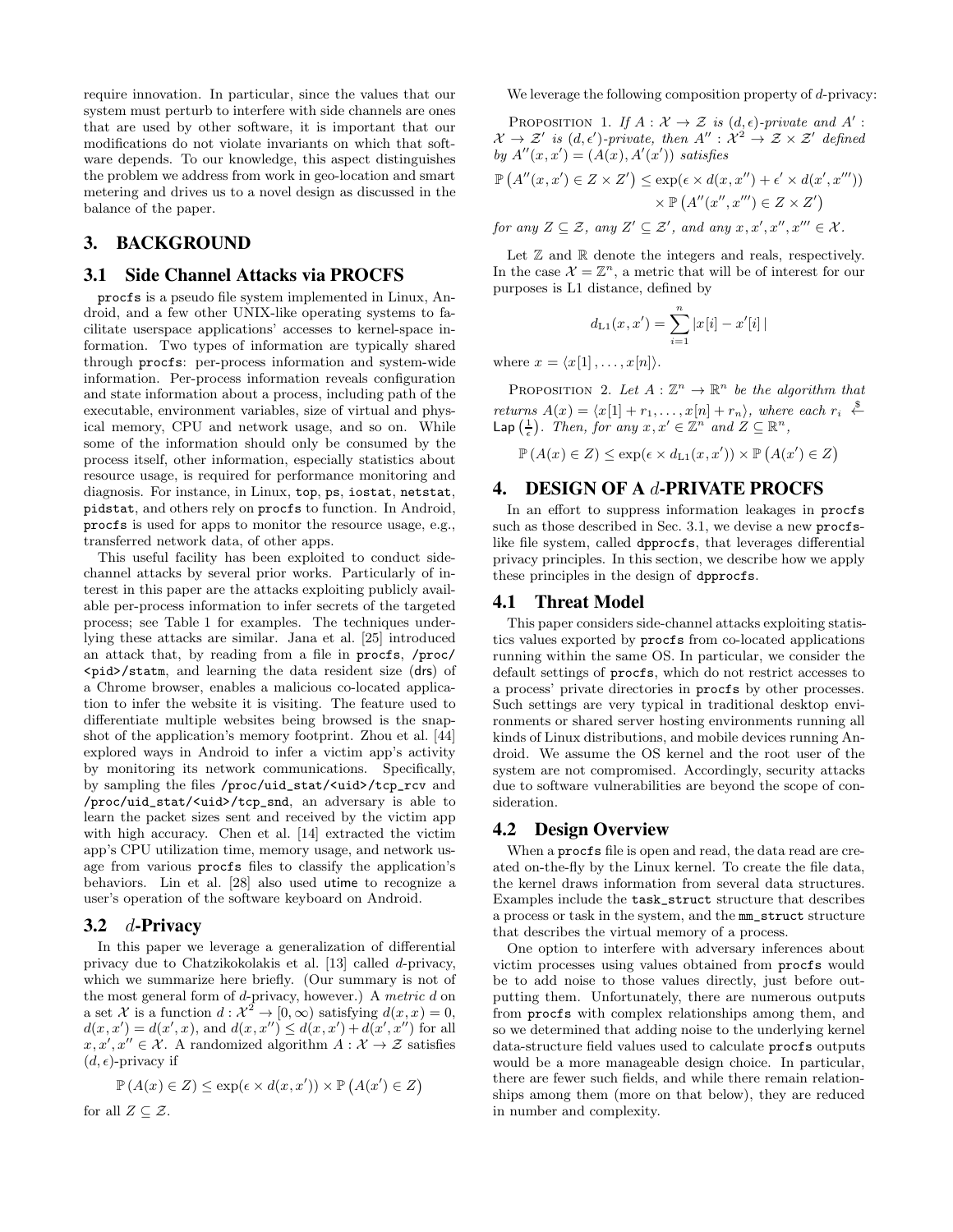require innovation. In particular, since the values that our system must perturb to interfere with side channels are ones that are used by other software, it is important that our modifications do not violate invariants on which that software depends. To our knowledge, this aspect distinguishes the problem we address from work in geo-location and smart metering and drives us to a novel design as discussed in the balance of the paper.

## 3. BACKGROUND

### 3.1 Side Channel Attacks via PROCFS

procfs is a pseudo file system implemented in Linux, Android, and a few other UNIX-like operating systems to facilitate userspace applications' accesses to kernel-space information. Two types of information are typically shared through procfs: per-process information and system-wide information. Per-process information reveals configuration and state information about a process, including path of the executable, environment variables, size of virtual and physical memory, CPU and network usage, and so on. While some of the information should only be consumed by the process itself, other information, especially statistics about resource usage, is required for performance monitoring and diagnosis. For instance, in Linux, top, ps, iostat, netstat, pidstat, and others rely on procfs to function. In Android, procfs is used for apps to monitor the resource usage, e.g., transferred network data, of other apps.

This useful facility has been exploited to conduct side-channel attacks by several prior works. Particularly of interest in this paper are the attacks exploiting publicly available per-process information to infer secrets of the targeted process; see Table 1 for examples. The techniques underlying these attacks are similar. Jana et al. [25] introduced an attack that, by reading from a file in procfs, /proc/<pid>/statm, and learning the data resident size (drs) of a Chrome browser, enables a malicious co-located application to infer the website it is visiting. The feature used to differentiate multiple websites being browsed is the snapshot of the application's memory footprint. Zhou et al. [44] explored ways in Android to infer a victim app's activity by monitoring its network communications. Specifically, by sampling the files /proc/uid_stat/<uid>/tcp_rcv and /proc/uid_stat/<uid>/tcp_snd, an adversary is able to learn the packet sizes sent and received by the victim app with high accuracy. Chen et al. [14] extracted the victim app's CPU utilization time, memory usage, and network usage from various procfs files to classify the application's behaviors. Lin et al. [28] also used utime to recognize a user's operation of the software keyboard on Android.

### 3.2 $d$-Privacy

In this paper we leverage a generalization of differential privacy due to Chatzikokolakis et al. [13] called $d$-privacy, which we summarize here briefly. (Our summary is not of the most general form of $d$-privacy, however.) A *metric* $d$ on a set $\mathcal{X}$ is a function $d : \mathcal{X}^2 \to [0, \infty)$ satisfying $d(x, x) = 0$, $d(x, x') = d(x', x)$, and $d(x, x'') \le d(x, x') + d(x', x'')$ for all $x, x', x'' \in \mathcal{X}$. A randomized algorithm $A : \mathcal{X} \to \mathcal{Z}$ satisfies $(d, \epsilon)$-privacy if

$$\mathbb{P}\left(A(x) \in Z\right) \le \exp(\epsilon \times d(x, x')) \times \mathbb{P}\left(A(x') \in Z\right)$$

for all $Z \subseteq \mathcal{Z}$.

We leverage the following composition property of $d$-privacy:

PROPOSITION 1. *If $A : \mathcal{X} \to \mathcal{Z}$ is $(d, \epsilon)$-private and $A' : \mathcal{X} \to \mathcal{Z}'$ is $(d, \epsilon')$-private, then $A'' : \mathcal{X}^2 \to \mathcal{Z} \times \mathcal{Z}'$ defined by $A''(x, x') = (A(x), A'(x'))$ satisfies*

$$\mathbb{P}\left(A''(x, x') \in Z \times Z'\right) \le \exp(\epsilon \times d(x, x'') + \epsilon' \times d(x', x''')) \times \mathbb{P}\left(A''(x'', x''') \in Z \times Z'\right)$$

*for any $Z \subseteq \mathcal{Z}$, any $Z' \subseteq \mathcal{Z}'$, and any $x, x', x'', x''' \in \mathcal{X}$.*

Let $\mathbb{Z}$ and $\mathbb{R}$ denote the integers and reals, respectively. In the case $\mathcal{X} = \mathbb{Z}^n$, a metric that will be of interest for our purposes is L1 distance, defined by

$$d_{\text{L1}}(x, x') = \sum_{i=1}^{n} |x[i] - x'[i]|$$

where $x = \langle x[1], \ldots, x[n] \rangle$.

PROPOSITION 2. *Let $A : \mathbb{Z}^n \to \mathbb{R}^n$ be the algorithm that returns $A(x) = \langle x[1] + r_1, \ldots, x[n] + r_n \rangle$, where each $r_i \xleftarrow{\$} \mathsf{Lap}\left(\frac{1}{\epsilon}\right)$. Then, for any $x, x' \in \mathbb{Z}^n$ and $Z \subseteq \mathbb{R}^n$,*

$$\mathbb{P}\left(A(x) \in Z\right) \le \exp(\epsilon \times d_{\text{L1}}(x, x')) \times \mathbb{P}\left(A(x') \in Z\right)$$

## 4. DESIGN OF A $d$-PRIVATE PROCFS

In an effort to suppress information leakages in procfs such as those described in Sec. 3.1, we devise a new procfs-like file system, called dpprocfs, that leverages differential privacy principles. In this section, we describe how we apply these principles in the design of dpprocfs.

### 4.1 Threat Model

This paper considers side-channel attacks exploiting statistics values exported by procfs from co-located applications running within the same OS. In particular, we consider the default settings of procfs, which do not restrict accesses to a process' private directories in procfs by other processes. Such settings are very typical in traditional desktop environments or shared server hosting environments running all kinds of Linux distributions, and mobile devices running Android. We assume the OS kernel and the root user of the system are not compromised. Accordingly, security attacks due to software vulnerabilities are beyond the scope of consideration.

### 4.2 Design Overview

When a procfs file is open and read, the data read are created on-the-fly by the Linux kernel. To create the file data, the kernel draws information from several data structures. Examples include the task_struct structure that describes a process or task in the system, and the mm_struct structure that describes the virtual memory of a process.

One option to interfere with adversary inferences about victim processes using values obtained from procfs would be to add noise to those values directly, just before outputting them. Unfortunately, there are numerous outputs from procfs with complex relationships among them, and so we determined that adding noise to the underlying kernel data-structure field values used to calculate procfs outputs would be a more manageable design choice. In particular, there are fewer such fields, and while there remain relationships among them (more on that below), they are reduced in number and complexity.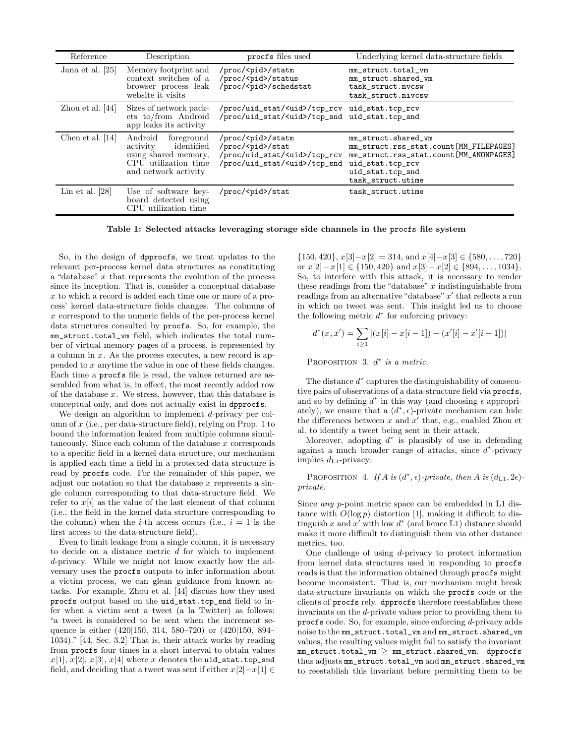| Reference | Description | procfs files used | Underlying kernel data-structure fields |
|---|---|---|---|
| Jana et al. [25] | Memory footprint and context switches of a browser process leak website it visits | `/proc/<pid>/statm` `/proc/<pid>/status` `/proc/<pid>/schedstat` | `mm_struct.total_vm` `mm_struct.shared_vm` `task_struct.nvcsw` `task_struct.nivcsw` |
| Zhou et al. [44] | Sizes of network packets to/from Android app leaks its activity | `/proc/uid_stat/<uid>/tcp_rcv` `/proc/uid_stat/<uid>/tcp_snd` | `uid_stat.tcp_rcv` `uid_stat.tcp_snd` |
| Chen et al. [14] | Android foreground activity identified using shared memory, CPU utilization time and network activity | `/proc/<pid>/statm` `/proc/<pid>/stat` `/proc/uid_stat/<uid>/tcp_rcv` `/proc/uid_stat/<uid>/tcp_snd` | `mm_struct.shared_vm` `mm_struct.rss_stat.count[MM_FILEPAGES]` `mm_struct.rss_stat.count[MM_ANONPAGES]` `uid_stat.tcp_rcv` `uid_stat.tcp_snd` `task_struct.utime` |
| Lin et al. [28] | Use of software keyboard detected using CPU utilization time | `/proc/<pid>/stat` | `task_struct.utime` |

**Table 1: Selected attacks leveraging storage side channels in the procfs file system**

So, in the design of dpprocfs, we treat updates to the relevant per-process kernel data structures as constituting a "database" $x$ that represents the evolution of the process since its inception. That is, consider a conceptual database $x$ to which a record is added each time one or more of a process' kernel data-structure fields changes. The columns of $x$ correspond to the numeric fields of the per-process kernel data structures consulted by procfs. So, for example, the mm_struct.total_vm field, which indicates the total number of virtual memory pages of a process, is represented by a column in $x$. As the process executes, a new record is appended to $x$ anytime the value in one of these fields changes. Each time a procfs file is read, the values returned are assembled from what is, in effect, the most recently added row of the database $x$. We stress, however, that this database is conceptual only, and does not actually exist in dpprocfs.

We design an algorithm to implement $d$-privacy per column of $x$ (i.e., per data-structure field), relying on Prop. 1 to bound the information leaked from multiple columns simultaneously. Since each column of the database $x$ corresponds to a specific field in a kernel data structure, our mechanism is applied each time a field in a protected data structure is read by procfs code. For the remainder of this paper, we adjust our notation so that the database $x$ represents a single column corresponding to that data-structure field. We refer to $x[i]$ as the value of the last element of that column (i.e., the field in the kernel data structure corresponding to the column) when the $i$-th access occurs (i.e., $i = 1$ is the first access to the data-structure field).

Even to limit leakage from a single column, it is necessary to decide on a distance metric $d$ for which to implement $d$-privacy. While we might not know exactly how the adversary uses the procfs outputs to infer information about a victim process, we can glean guidance from known attacks. For example, Zhou et al. [44] discuss how they used procfs output based on the uid_stat.tcp_snd field to infer when a victim sent a tweet (a la Twitter) as follows: "a tweet is considered to be sent when the increment sequence is either (420|150, 314, 580–720) or (420|150, 894–1034)." [44, Sec. 3.2] That is, their attack works by reading from procfs four times in a short interval to obtain values $x[1]$, $x[2]$, $x[3]$, $x[4]$ where $x$ denotes the uid_stat.tcp_snd field, and deciding that a tweet was sent if either $x[2]-x[1] \in \{150, 420\}$, $x[3]-x[2] = 314$, and $x[4]-x[3] \in \{580, \ldots, 720\}$ or $x[2]-x[1] \in \{150, 420\}$ and $x[3]-x[2] \in \{894, \ldots, 1034\}$. So, to interfere with this attack, it is necessary to render these readings from the "database" $x$ indistinguishable from readings from an alternative "database" $x'$ that reflects a run in which no tweet was sent. This insight led us to choose the following metric $d^*$ for enforcing privacy:

$$d^*(x, x') = \sum_{i \geq 1} |(x[i] - x[i-1]) - (x'[i] - x'[i-1])|$$

Proposition 3. *$d^*$ is a metric.*

The distance $d^*$ captures the distinguishability of consecutive pairs of observations of a data-structure field via procfs, and so by defining $d^*$ in this way (and choosing $\epsilon$ appropriately), we ensure that a $(d^*, \epsilon)$-private mechanism can hide the differences between $x$ and $x'$ that, e.g., enabled Zhou et al. to identify a tweet being sent in their attack.

Moreover, adopting $d^*$ is plausibly of use in defending against a much broader range of attacks, since $d^*$-privacy implies $d_{\text{L1}}$-privacy:

Proposition 4. *If $A$ is $(d^*, \epsilon)$-private, then $A$ is $(d_{\text{L1}}, 2\epsilon)$-private.*

Since *any* $p$-point metric space can be embedded in L1 distance with $O(\log p)$ distortion [1], making it difficult to distinguish $x$ and $x'$ with low $d^*$ (and hence L1) distance should make it more difficult to distinguish them via other distance metrics, too.

One challenge of using $d$-privacy to protect information from kernel data structures used in responding to procfs reads is that the information obtained through procfs might become inconsistent. That is, our mechanism might break data-structure invariants on which the procfs code or the clients of procfs rely. dpprocfs therefore reestablishes these invariants on the $d$-private values prior to providing them to procfs code. So, for example, since enforcing $d$-privacy adds noise to the mm_struct.total_vm and mm_struct.shared_vm values, the resulting values might fail to satisfy the invariant mm_struct.total_vm $\geq$ mm_struct.shared_vm. dpprocfs thus adjusts mm_struct.total_vm and mm_struct.shared_vm to reestablish this invariant before permitting them to be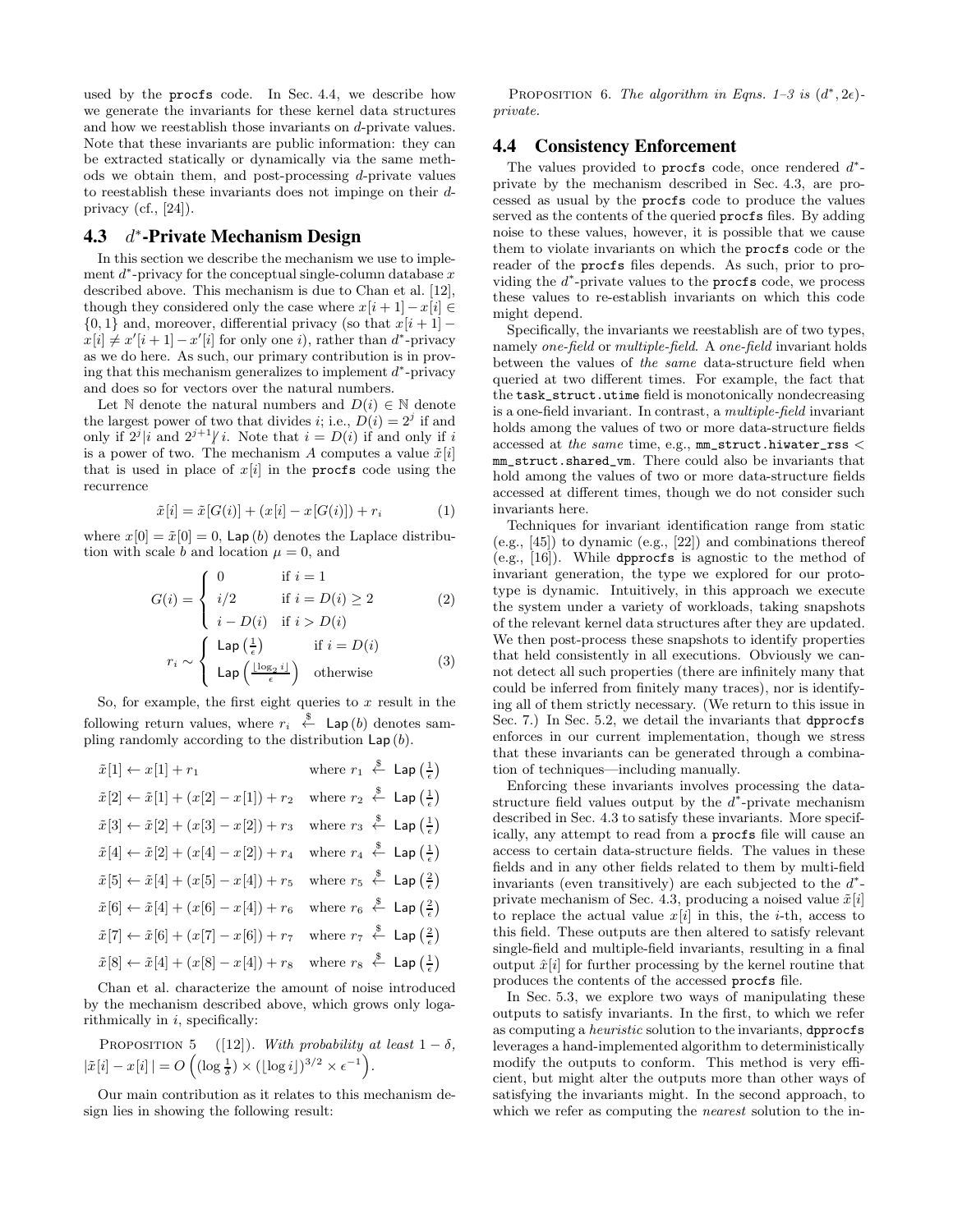used by the procfs code. In Sec. 4.4, we describe how we generate the invariants for these kernel data structures and how we reestablish those invariants on $d$-private values. Note that these invariants are public information: they can be extracted statically or dynamically via the same methods we obtain them, and post-processing $d$-private values to reestablish these invariants does not impinge on their $d$-privacy (cf., [24]).

## 4.3 $d^*$-Private Mechanism Design

In this section we describe the mechanism we use to implement $d^*$-privacy for the conceptual single-column database $x$ described above. This mechanism is due to Chan et al. [12], though they considered only the case where $x[i+1] - x[i] \in \{0,1\}$ and, moreover, differential privacy (so that $x[i+1] - x[i] \neq x'[i+1] - x'[i]$ for only one $i$), rather than $d^*$-privacy as we do here. As such, our primary contribution is in proving that this mechanism generalizes to implement $d^*$-privacy and does so for vectors over the natural numbers.

Let $\mathbb{N}$ denote the natural numbers and $D(i) \in \mathbb{N}$ denote the largest power of two that divides $i$; i.e., $D(i) = 2^j$ if and only if $2^j | i$ and $2^{j+1} \nmid i$. Note that $i = D(i)$ if and only if $i$ is a power of two. The mechanism $A$ computes a value $\tilde{x}[i]$ that is used in place of $x[i]$ in the procfs code using the recurrence

$$\tilde{x}[i] = \tilde{x}[G(i)] + (x[i] - x[G(i)]) + r_i \tag{1}$$

where $x[0] = \tilde{x}[0] = 0$, $\mathsf{Lap}(b)$ denotes the Laplace distribution with scale $b$ and location $\mu = 0$, and

$$G(i) = \begin{cases} 0 & \text{if } i = 1 \\ i/2 & \text{if } i = D(i) \geq 2 \\ i - D(i) & \text{if } i > D(i) \end{cases} \tag{2}$$

$$r_i \sim \begin{cases} \mathsf{Lap}\left(\frac{1}{\epsilon}\right) & \text{if } i = D(i) \\ \mathsf{Lap}\left(\frac{\lfloor \log_2 i \rfloor}{\epsilon}\right) & \text{otherwise} \end{cases} \tag{3}$$

So, for example, the first eight queries to $x$ result in the following return values, where $r_i \xleftarrow{\$} \mathsf{Lap}(b)$ denotes sampling randomly according to the distribution $\mathsf{Lap}(b)$.

$$\begin{aligned}
&\tilde{x}[1] \leftarrow x[1] + r_1 && \text{where } r_1 \xleftarrow{\$} \mathsf{Lap}\left(\tfrac{1}{\epsilon}\right) \\
&\tilde{x}[2] \leftarrow \tilde{x}[1] + (x[2] - x[1]) + r_2 && \text{where } r_2 \xleftarrow{\$} \mathsf{Lap}\left(\tfrac{1}{\epsilon}\right) \\
&\tilde{x}[3] \leftarrow \tilde{x}[2] + (x[3] - x[2]) + r_3 && \text{where } r_3 \xleftarrow{\$} \mathsf{Lap}\left(\tfrac{1}{\epsilon}\right) \\
&\tilde{x}[4] \leftarrow \tilde{x}[2] + (x[4] - x[2]) + r_4 && \text{where } r_4 \xleftarrow{\$} \mathsf{Lap}\left(\tfrac{1}{\epsilon}\right) \\
&\tilde{x}[5] \leftarrow \tilde{x}[4] + (x[5] - x[4]) + r_5 && \text{where } r_5 \xleftarrow{\$} \mathsf{Lap}\left(\tfrac{2}{\epsilon}\right) \\
&\tilde{x}[6] \leftarrow \tilde{x}[4] + (x[6] - x[4]) + r_6 && \text{where } r_6 \xleftarrow{\$} \mathsf{Lap}\left(\tfrac{2}{\epsilon}\right) \\
&\tilde{x}[7] \leftarrow \tilde{x}[6] + (x[7] - x[6]) + r_7 && \text{where } r_7 \xleftarrow{\$} \mathsf{Lap}\left(\tfrac{2}{\epsilon}\right) \\
&\tilde{x}[8] \leftarrow \tilde{x}[4] + (x[8] - x[4]) + r_8 && \text{where } r_8 \xleftarrow{\$} \mathsf{Lap}\left(\tfrac{1}{\epsilon}\right)
\end{aligned}$$

Chan et al. characterize the amount of noise introduced by the mechanism described above, which grows only logarithmically in $i$, specifically:

Proposition 5 ([12]). *With probability at least $1 - \delta$, $|\tilde{x}[i] - x[i]| = O\left((\log \frac{1}{\delta}) \times (\lfloor \log i \rfloor)^{3/2} \times \epsilon^{-1}\right)$.*

Our main contribution as it relates to this mechanism design lies in showing the following result:

Proposition 6. *The algorithm in Eqns. 1–3 is $(d^*, 2\epsilon)$-private.*

## 4.4 Consistency Enforcement

The values provided to procfs code, once rendered $d^*$-private by the mechanism described in Sec. 4.3, are processed as usual by the procfs code to produce the values served as the contents of the queried procfs files. By adding noise to these values, however, it is possible that we cause them to violate invariants on which the procfs code or the reader of the procfs files depends. As such, prior to providing the $d^*$-private values to the procfs code, we process these values to re-establish invariants on which this code might depend.

Specifically, the invariants we reestablish are of two types, namely *one-field* or *multiple-field*. A *one-field* invariant holds between the values of *the same* data-structure field when queried at two different times. For example, the fact that the task_struct.utime field is monotonically nondecreasing is a one-field invariant. In contrast, a *multiple-field* invariant holds among the values of two or more data-structure fields accessed at *the same* time, e.g., mm_struct.hiwater_rss < mm_struct.shared_vm. There could also be invariants that hold among the values of two or more data-structure fields accessed at different times, though we do not consider such invariants here.

Techniques for invariant identification range from static (e.g., [45]) to dynamic (e.g., [22]) and combinations thereof (e.g., [16]). While dpprocfs is agnostic to the method of invariant generation, the type we explored for our prototype is dynamic. Intuitively, in this approach we execute the system under a variety of workloads, taking snapshots of the relevant kernel data structures after they are updated. We then post-process these snapshots to identify properties that held consistently in all executions. Obviously we cannot detect all such properties (there are infinitely many that could be inferred from finitely many traces), nor is identifying all of them strictly necessary. (We return to this issue in Sec. 7.) In Sec. 5.2, we detail the invariants that dpprocfs enforces in our current implementation, though we stress that these invariants can be generated through a combination of techniques—including manually.

Enforcing these invariants involves processing the data-structure field values output by the $d^*$-private mechanism described in Sec. 4.3 to satisfy these invariants. More specifically, any attempt to read from a procfs file will cause an access to certain data-structure fields. The values in these fields and in any other fields related to them by multi-field invariants (even transitively) are each subjected to the $d^*$-private mechanism of Sec. 4.3, producing a noised value $\tilde{x}[i]$ to replace the actual value $x[i]$ in this, the $i$-th, access to this field. These outputs are then altered to satisfy relevant single-field and multiple-field invariants, resulting in a final output $\hat{x}[i]$ for further processing by the kernel routine that produces the contents of the accessed procfs file.

In Sec. 5.3, we explore two ways of manipulating these outputs to satisfy invariants. In the first, to which we refer as computing a *heuristic* solution to the invariants, dpprocfs leverages a hand-implemented algorithm to deterministically modify the outputs to conform. This method is very efficient, but might alter the outputs more than other ways of satisfying the invariants might. In the second approach, to which we refer as computing the *nearest* solution to the in-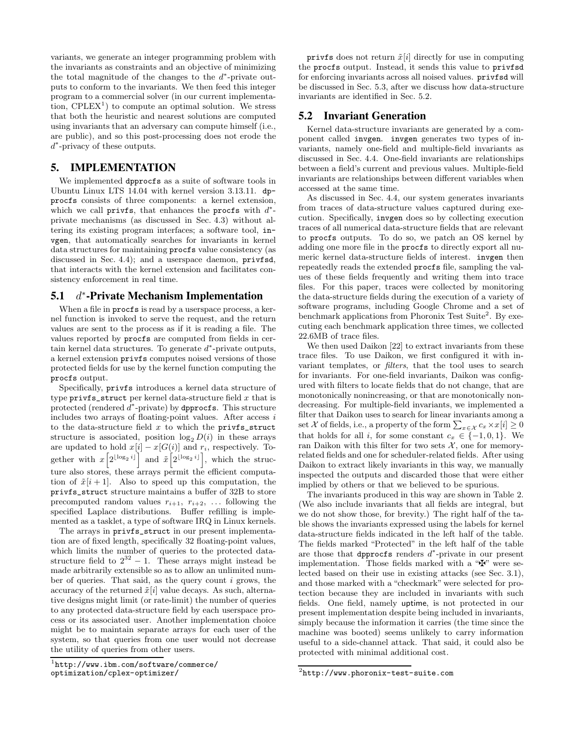variants, we generate an integer programming problem with the invariants as constraints and an objective of minimizing the total magnitude of the changes to the $d^*$-private outputs to conform to the invariants. We then feed this integer program to a commercial solver (in our current implementation, CPLEX[1]) to compute an optimal solution. We stress that both the heuristic and nearest solutions are computed using invariants that an adversary can compute himself (i.e., are public), and so this post-processing does not erode the $d^*$-privacy of these outputs.

## 5. IMPLEMENTATION

We implemented dpprocfs as a suite of software tools in Ubuntu Linux LTS 14.04 with kernel version 3.13.11. dpprocfs consists of three components: a kernel extension, which we call privfs, that enhances the procfs with $d^*$-private mechanisms (as discussed in Sec. 4.3) without altering its existing program interfaces; a software tool, invgen, that automatically searches for invariants in kernel data structures for maintaining procfs value consistency (as discussed in Sec. 4.4); and a userspace daemon, privfsd, that interacts with the kernel extension and facilitates consistency enforcement in real time.

### 5.1 $d^*$-Private Mechanism Implementation

When a file in procfs is read by a userspace process, a kernel function is invoked to serve the request, and the return values are sent to the process as if it is reading a file. The values reported by procfs are computed from fields in certain kernel data structures. To generate $d^*$-private outputs, a kernel extension privfs computes noised versions of those protected fields for use by the kernel function computing the procfs output.

Specifically, privfs introduces a kernel data structure of type privfs_struct per kernel data-structure field $x$ that is protected (rendered $d^*$-private) by dpprocfs. This structure includes two arrays of floating-point values. After access $i$ to the data-structure field $x$ to which the privfs_struct structure is associated, position $\log_2 D(i)$ in these arrays are updated to hold $x[i] - x[G(i)]$ and $r_i$, respectively. Together with $x\left[2^{\lfloor \log_2 i \rfloor}\right]$ and $\tilde{x}\left[2^{\lfloor \log_2 i \rfloor}\right]$, which the structure also stores, these arrays permit the efficient computation of $\tilde{x}[i+1]$. Also to speed up this computation, the privfs_struct structure maintains a buffer of 32B to store precomputed random values $r_{i+1}$, $r_{i+2}$, ... following the specified Laplace distributions. Buffer refilling is implemented as a tasklet, a type of software IRQ in Linux kernels.

The arrays in privfs_struct in our present implementation are of fixed length, specifically 32 floating-point values, which limits the number of queries to the protected data-structure field to $2^{32} - 1$. These arrays might instead be made arbitrarily extensible so as to allow an unlimited number of queries. That said, as the query count $i$ grows, the accuracy of the returned $\tilde{x}[i]$ value decays. As such, alternative designs might limit (or rate-limit) the number of queries to any protected data-structure field by each userspace process or its associated user. Another implementation choice might be to maintain separate arrays for each user of the system, so that queries from one user would not decrease the utility of queries from other users.

privfs does not return $\tilde{x}[i]$ directly for use in computing the procfs output. Instead, it sends this value to privfsd for enforcing invariants across all noised values. privfsd will be discussed in Sec. 5.3, after we discuss how data-structure invariants are identified in Sec. 5.2.

### 5.2 Invariant Generation

Kernel data-structure invariants are generated by a component called invgen. invgen generates two types of invariants, namely one-field and multiple-field invariants as discussed in Sec. 4.4. One-field invariants are relationships between a field's current and previous values. Multiple-field invariants are relationships between different variables when accessed at the same time.

As discussed in Sec. 4.4, our system generates invariants from traces of data-structure values captured during execution. Specifically, invgen does so by collecting execution traces of all numerical data-structure fields that are relevant to procfs outputs. To do so, we patch an OS kernel by adding one more file in the procfs to directly export all numeric kernel data-structure fields of interest. invgen then repeatedly reads the extended procfs file, sampling the values of these fields frequently and writing them into trace files. For this paper, traces were collected by monitoring the data-structure fields during the execution of a variety of software programs, including Google Chrome and a set of benchmark applications from Phoronix Test Suite[2]. By executing each benchmark application three times, we collected 22.6MB of trace files.

We then used Daikon [22] to extract invariants from these trace files. To use Daikon, we first configured it with invariant templates, or *filters*, that the tool uses to search for invariants. For one-field invariants, Daikon was configured with filters to locate fields that do not change, that are monotonically nonincreasing, or that are monotonically nondecreasing. For multiple-field invariants, we implemented a filter that Daikon uses to search for linear invariants among a set $\mathcal{X}$ of fields, i.e., a property of the form $\sum_{x \in \mathcal{X}} c_x \times x[i] \geq 0$ that holds for all $i$, for some constant $c_x \in \{-1, 0, 1\}$. We ran Daikon with this filter for two sets $\mathcal{X}$, one for memory-related fields and one for scheduler-related fields. After using Daikon to extract likely invariants in this way, we manually inspected the outputs and discarded those that were either implied by others or that we believed to be spurious.

The invariants produced in this way are shown in Table 2. (We also include invariants that all fields are integral, but we do not show those, for brevity.) The right half of the table shows the invariants expressed using the labels for kernel data-structure fields indicated in the left half of the table. The fields marked "Protected" in the left half of the table are those that dpprocfs renders $d^*$-private in our present implementation. Those fields marked with a "✠" were selected based on their use in existing attacks (see Sec. 3.1), and those marked with a "checkmark" were selected for protection because they are included in invariants with such fields. One field, namely uptime, is not protected in our present implementation despite being included in invariants, simply because the information it carries (the time since the machine was booted) seems unlikely to carry information useful to a side-channel attack. That said, it could also be protected with minimal additional cost.

[1] http://www.ibm.com/software/commerce/optimization/cplex-optimizer/

[2] http://www.phoronix-test-suite.com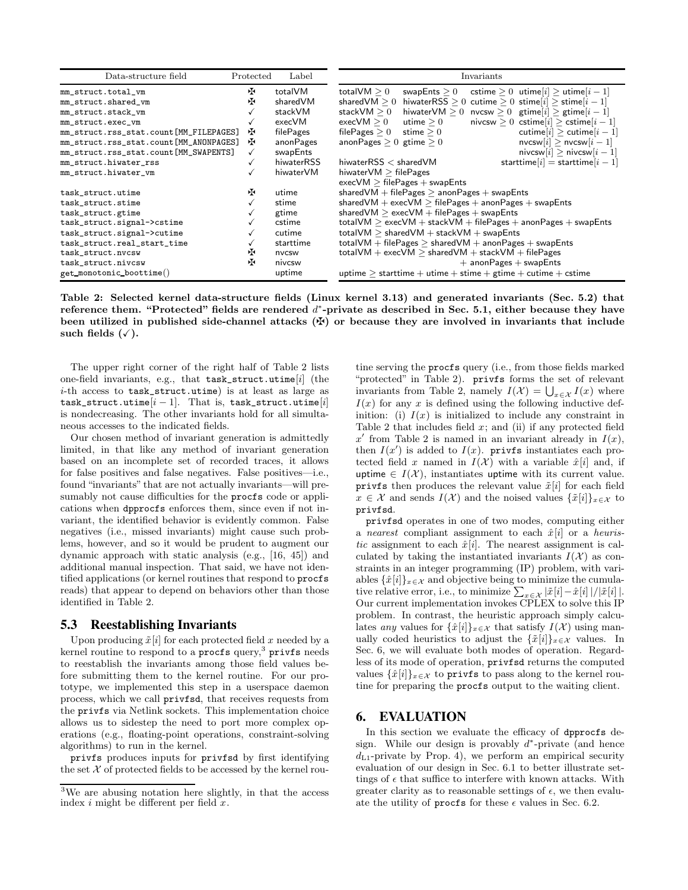| Data-structure field | Protected | Label | Invariants |
|---|---|---|---|
| `mm_struct.total_vm` | ✠ | totalVM | totalVM $\geq 0$ swapEnts $\geq 0$ cstime $\geq 0$ utime$[i] \geq$ utime$[i-1]$ |
| `mm_struct.shared_vm` | ✠ | sharedVM | sharedVM $\geq 0$ hiwaterRSS $\geq 0$ cutime $\geq 0$ stime$[i] \geq$ stime$[i-1]$ |
| `mm_struct.stack_vm` | ✓ | stackVM | stackVM $\geq 0$ hiwaterVM $\geq 0$ nvcsw $\geq 0$ gtime$[i] \geq$ gtime$[i-1]$ |
| `mm_struct.exec_vm` | ✓ | execVM | execVM $\geq 0$ utime $\geq 0$ nivcsw $\geq 0$ cstime$[i] \geq$ cstime$[i-1]$ |
| `mm_struct.rss_stat.count[MM_FILEPAGES]` | ✠ | filePages | filePages $\geq 0$ stime $\geq 0$ cutime$[i] \geq$ cutime$[i-1]$ |
| `mm_struct.rss_stat.count[MM_ANONPAGES]` | ✠ | anonPages | anonPages $\geq 0$ gtime $\geq 0$ nvcsw$[i] \geq$ nvcsw$[i-1]$ |
| `mm_struct.rss_stat.count[MM_SWAPENTS]` | ✓ | swapEnts | nivcsw$[i] \geq$ nivcsw$[i-1]$ |
| `mm_struct.hiwater_rss` | ✓ | hiwaterRSS | hiwaterRSS $<$ sharedVM starttime$[i] =$ starttime$[i-1]$ |
| `mm_struct.hiwater_vm` | ✓ | hiwaterVM | hiwaterVM $\geq$ filePages |
| | | | execVM $\geq$ filePages + swapEnts |
| `task_struct.utime` | ✠ | utime | sharedVM + filePages $\geq$ anonPages + swapEnts |
| `task_struct.stime` | ✓ | stime | sharedVM + execVM $\geq$ filePages + anonPages + swapEnts |
| `task_struct.gtime` | ✓ | gtime | sharedVM $\geq$ execVM + filePages + swapEnts |
| `task_struct.signal->cstime` | ✓ | cstime | totalVM $\geq$ execVM + stackVM + filePages + anonPages + swapEnts |
| `task_struct.signal->cutime` | ✓ | cutime | totalVM $\geq$ sharedVM + stackVM + swapEnts |
| `task_struct.real_start_time` | ✓ | starttime | totalVM + filePages $\geq$ sharedVM + anonPages + swapEnts |
| `task_struct.nvcsw` | ✠ | nvcsw | totalVM + execVM $\geq$ sharedVM + stackVM + filePages |
| `task_struct.nivcsw` | ✠ | nivcsw | + anonPages + swapEnts |
| get_monotonic_boottime() | | uptime | uptime $\geq$ starttime + utime + stime + gtime + cutime + cstime |

**Table 2: Selected kernel data-structure fields (Linux kernel 3.13) and generated invariants (Sec. 5.2) that reference them. "Protected" fields are rendered $d^*$-private as described in Sec. 5.1, either because they have been utilized in published side-channel attacks (✠) or because they are involved in invariants that include such fields (✓).**

The upper right corner of the right half of Table 2 lists one-field invariants, e.g., that `task_struct.utime`$[i]$ (the $i$-th access to `task_struct.utime`) is at least as large as `task_struct.utime`$[i-1]$. That is, `task_struct.utime`$[i]$ is nondecreasing. The other invariants hold for all simultaneous accesses to the indicated fields.

Our chosen method of invariant generation is admittedly limited, in that like any method of invariant generation based on an incomplete set of recorded traces, it allows for false positives and false negatives. False positives—i.e., found "invariants" that are not actually invariants—will presumably not cause difficulties for the `procfs` code or applications when `dpprocfs` enforces them, since even if not invariant, the identified behavior is evidently common. False negatives (i.e., missed invariants) might cause such problems, however, and so it would be prudent to augment our dynamic approach with static analysis (e.g., [16, 45]) and additional manual inspection. That said, we have not identified applications (or kernel routines that respond to `procfs` reads) that appear to depend on behaviors other than those identified in Table 2.

## 5.3 Reestablishing Invariants

Upon producing $\tilde{x}[i]$ for each protected field $x$ needed by a kernel routine to respond to a `procfs` query,[3] `privfs` needs to reestablish the invariants among those field values before submitting them to the kernel routine. For our prototype, we implemented this step in a userspace daemon process, which we call `privfsd`, that receives requests from the `privfs` via Netlink sockets. This implementation choice allows us to sidestep the need to port more complex operations (e.g., floating-point operations, constraint-solving algorithms) to run in the kernel.

`privfs` produces inputs for `privfsd` by first identifying the set $\mathcal{X}$ of protected fields to be accessed by the kernel routine serving the `procfs` query (i.e., from those fields marked "protected" in Table 2). `privfs` forms the set of relevant invariants from Table 2, namely $I(\mathcal{X}) = \bigcup_{x \in \mathcal{X}} I(x)$ where $I(x)$ for any $x$ is defined using the following inductive definition: (i) $I(x)$ is initialized to include any constraint in Table 2 that includes field $x$; and (ii) if any protected field $x'$ from Table 2 is named in an invariant already in $I(x)$, then $I(x')$ is added to $I(x)$. `privfs` instantiates each protected field $x$ named in $I(\mathcal{X})$ with a variable $\hat{x}[i]$ and, if uptime $\in I(\mathcal{X})$, instantiates uptime with its current value. `privfs` then produces the relevant value $\tilde{x}[i]$ for each field $x \in \mathcal{X}$ and sends $I(\mathcal{X})$ and the noised values $\{\tilde{x}[i]\}_{x \in \mathcal{X}}$ to `privfsd`.

`privfsd` operates in one of two modes, computing either a *nearest* compliant assignment to each $\hat{x}[i]$ or a *heuristic* assignment to each $\hat{x}[i]$. The nearest assignment is calculated by taking the instantiated invariants $I(\mathcal{X})$ as constraints in an integer programming (IP) problem, with variables $\{\hat{x}[i]\}_{x \in \mathcal{X}}$ and objective being to minimize the cumulative relative error, i.e., to minimize $\sum_{x \in \mathcal{X}} |\tilde{x}[i] - \hat{x}[i]|/|\tilde{x}[i]|$. Our current implementation invokes CPLEX to solve this IP problem. In contrast, the heuristic approach simply calculates *any* values for $\{\hat{x}[i]\}_{x \in \mathcal{X}}$ that satisfy $I(\mathcal{X})$ using manually coded heuristics to adjust the $\{\tilde{x}[i]\}_{x \in \mathcal{X}}$ values. In Sec. 6, we will evaluate both modes of operation. Regardless of its mode of operation, `privfsd` returns the computed values $\{\hat{x}[i]\}_{x \in \mathcal{X}}$ to `privfs` to pass along to the kernel routine for preparing the `procfs` output to the waiting client.

# 6. EVALUATION

In this section we evaluate the efficacy of `dpprocfs` design. While our design is provably $d^*$-private (and hence $d_{L1}$-private by Prop. 4), we perform an empirical security evaluation of our design in Sec. 6.1 to better illustrate settings of $\epsilon$ that suffice to interfere with known attacks. With greater clarity as to reasonable settings of $\epsilon$, we then evaluate the utility of `procfs` for these $\epsilon$ values in Sec. 6.2.

[3] We are abusing notation here slightly, in that the access index $i$ might be different per field $x$.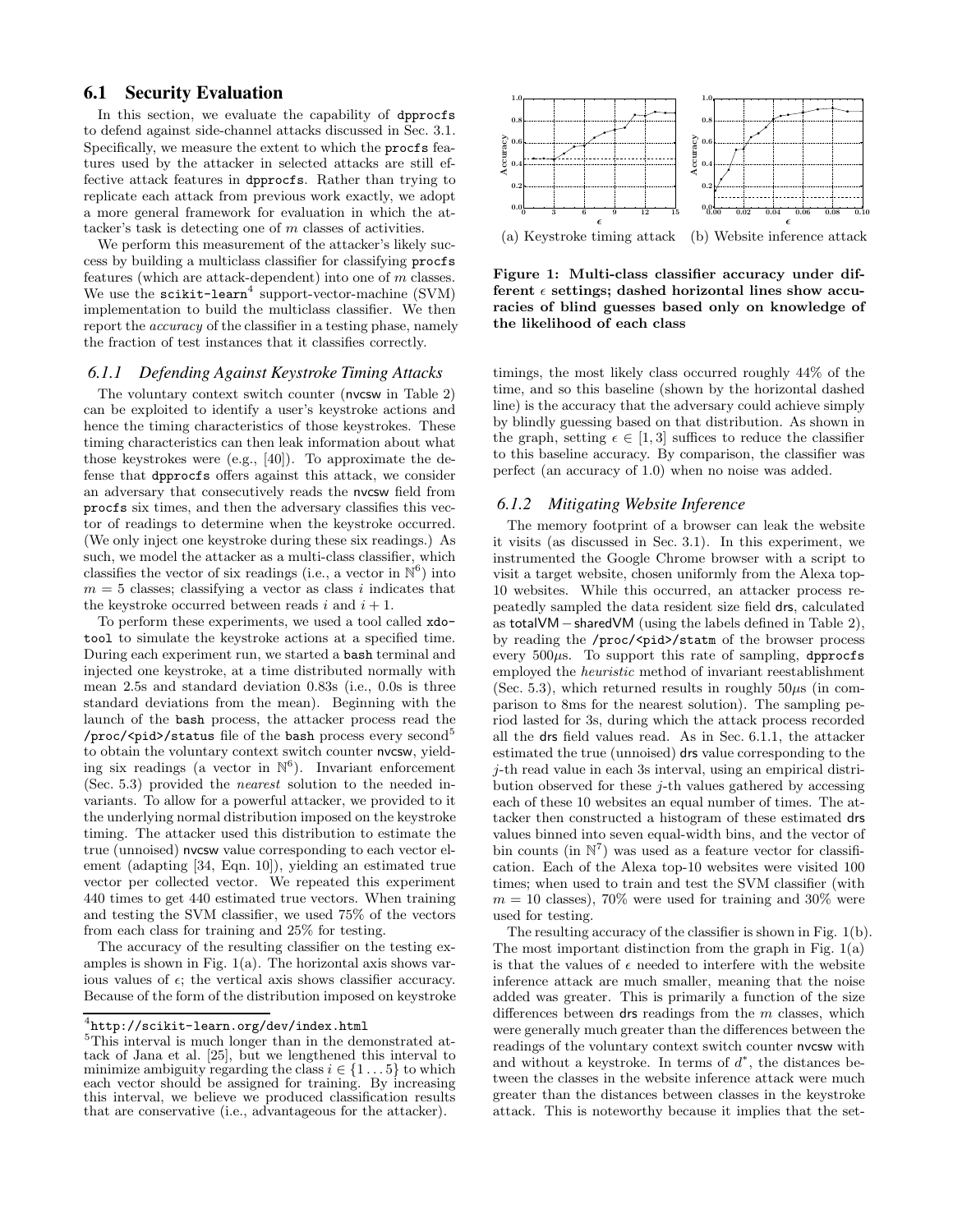### 6.1 Security Evaluation

In this section, we evaluate the capability of dpprocfs to defend against side-channel attacks discussed in Sec. 3.1. Specifically, we measure the extent to which the procfs features used by the attacker in selected attacks are still effective attack features in dpprocfs. Rather than trying to replicate each attack from previous work exactly, we adopt a more general framework for evaluation in which the attacker's task is detecting one of $m$ classes of activities.

We perform this measurement of the attacker's likely success by building a multiclass classifier for classifying procfs features (which are attack-dependent) into one of $m$ classes. We use the scikit-learn[4] support-vector-machine (SVM) implementation to build the multiclass classifier. We then report the *accuracy* of the classifier in a testing phase, namely the fraction of test instances that it classifies correctly.

#### 6.1.1 Defending Against Keystroke Timing Attacks

The voluntary context switch counter (nvcsw in Table 2) can be exploited to identify a user's keystroke actions and hence the timing characteristics of those keystrokes. These timing characteristics can then leak information about what those keystrokes were (e.g., [40]). To approximate the defense that dpprocfs offers against this attack, we consider an adversary that consecutively reads the nvcsw field from procfs six times, and then the adversary classifies this vector of readings to determine when the keystroke occurred. (We only inject one keystroke during these six readings.) As such, we model the attacker as a multi-class classifier, which classifies the vector of six readings (i.e., a vector in $\mathbb{N}^6$) into $m = 5$ classes; classifying a vector as class $i$ indicates that the keystroke occurred between reads $i$ and $i + 1$.

To perform these experiments, we used a tool called xdotool to simulate the keystroke actions at a specified time. During each experiment run, we started a bash terminal and injected one keystroke, at a time distributed normally with mean 2.5s and standard deviation 0.83s (i.e., 0.0s is three standard deviations from the mean). Beginning with the launch of the bash process, the attacker process read the /proc/<pid>/status file of the bash process every second[5] to obtain the voluntary context switch counter nvcsw, yielding six readings (a vector in $\mathbb{N}^6$). Invariant enforcement (Sec. 5.3) provided the *nearest* solution to the needed invariants. To allow for a powerful attacker, we provided to it the underlying normal distribution imposed on the keystroke timing. The attacker used this distribution to estimate the true (unnoised) nvcsw value corresponding to each vector element (adapting [34, Eqn. 10]), yielding an estimated true vector per collected vector. We repeated this experiment 440 times to get 440 estimated true vectors. When training and testing the SVM classifier, we used 75% of the vectors from each class for training and 25% for testing.

The accuracy of the resulting classifier on the testing examples is shown in Fig. 1(a). The horizontal axis shows various values of $\epsilon$; the vertical axis shows classifier accuracy. Because of the form of the distribution imposed on keystroke timings, the most likely class occurred roughly 44% of the time, and so this baseline (shown by the horizontal dashed line) is the accuracy that the adversary could achieve simply by blindly guessing based on that distribution. As shown in the graph, setting $\epsilon \in [1, 3]$ suffices to reduce the classifier to this baseline accuracy. By comparison, the classifier was perfect (an accuracy of 1.0) when no noise was added.

(a) Keystroke timing attack (b) Website inference attack

**Figure 1: Multi-class classifier accuracy under different $\epsilon$ settings; dashed horizontal lines show accuracies of blind guesses based only on knowledge of the likelihood of each class**

#### 6.1.2 Mitigating Website Inference

The memory footprint of a browser can leak the website it visits (as discussed in Sec. 3.1). In this experiment, we instrumented the Google Chrome browser with a script to visit a target website, chosen uniformly from the Alexa top-10 websites. While this occurred, an attacker process repeatedly sampled the data resident size field drs, calculated as totalVM − sharedVM (using the labels defined in Table 2), by reading the /proc/<pid>/statm of the browser process every 500$\mu$s. To support this rate of sampling, dpprocfs employed the *heuristic* method of invariant reestablishment (Sec. 5.3), which returned results in roughly 50$\mu$s (in comparison to 8ms for the nearest solution). The sampling period lasted for 3s, during which the attack process recorded all the drs field values read. As in Sec. 6.1.1, the attacker estimated the true (unnoised) drs value corresponding to the $j$-th read value in each 3s interval, using an empirical distribution observed for these $j$-th values gathered by accessing each of these 10 websites an equal number of times. The attacker then constructed a histogram of these estimated drs values binned into seven equal-width bins, and the vector of bin counts (in $\mathbb{N}^7$) was used as a feature vector for classification. Each of the Alexa top-10 websites were visited 100 times; when used to train and test the SVM classifier (with $m = 10$ classes), 70% were used for training and 30% were used for testing.

The resulting accuracy of the classifier is shown in Fig. 1(b). The most important distinction from the graph in Fig. 1(a) is that the values of $\epsilon$ needed to interfere with the website inference attack are much smaller, meaning that the noise added was greater. This is primarily a function of the size differences between drs readings from the $m$ classes, which were generally much greater than the differences between the readings of the voluntary context switch counter nvcsw with and without a keystroke. In terms of $d^*$, the distances between the classes in the website inference attack were much greater than the distances between classes in the keystroke attack. This is noteworthy because it implies that the set-

[4] http://scikit-learn.org/dev/index.html

[5] This interval is much longer than in the demonstrated attack of Jana et al. [25], but we lengthened this interval to minimize ambiguity regarding the class $i \in \{1 \ldots 5\}$ to which each vector should be assigned for training. By increasing this interval, we believe we produced classification results that are conservative (i.e., advantageous for the attacker).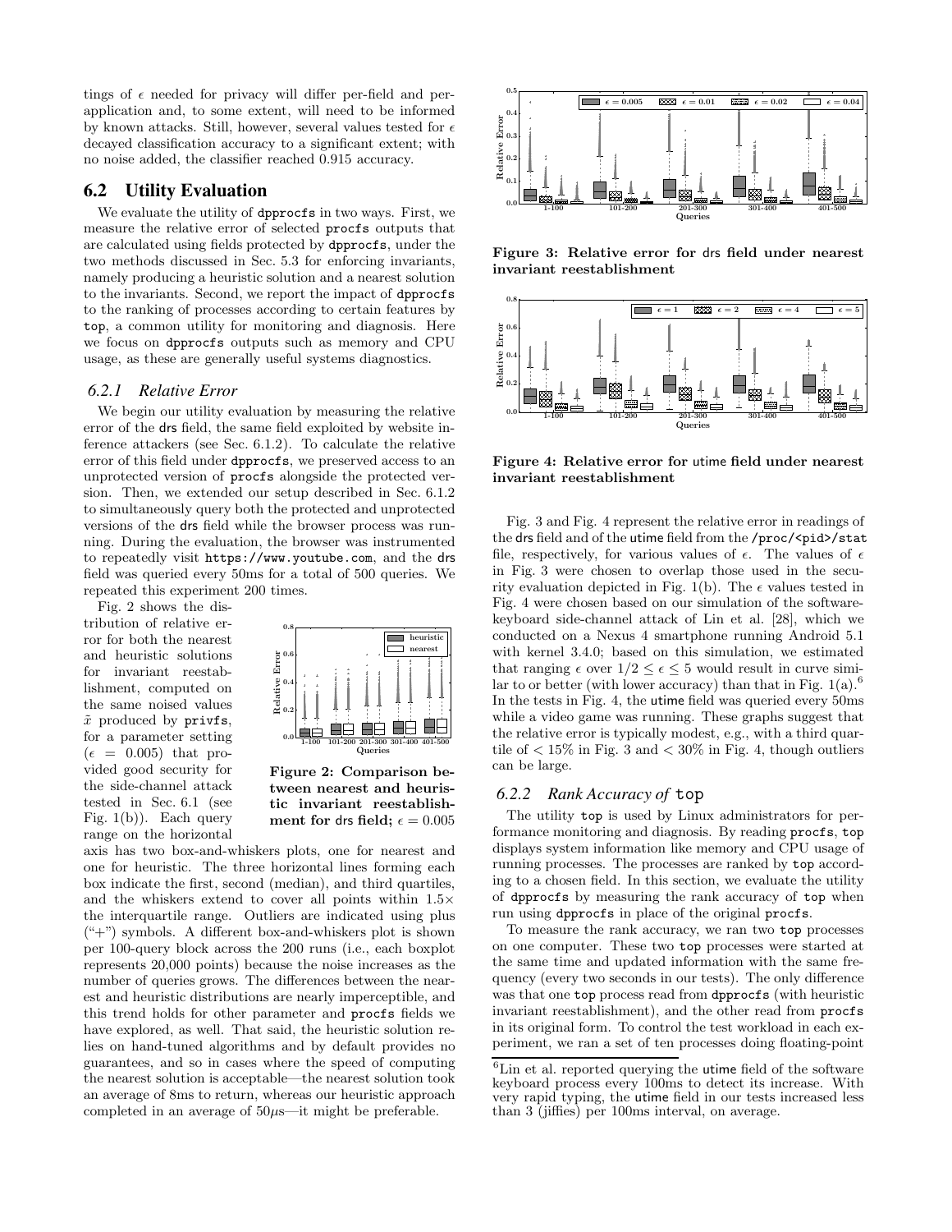tings of $\epsilon$ needed for privacy will differ per-field and per-application and, to some extent, will need to be informed by known attacks. Still, however, several values tested for $\epsilon$ decayed classification accuracy to a significant extent; with no noise added, the classifier reached 0.915 accuracy.

## 6.2 Utility Evaluation

We evaluate the utility of dpprocfs in two ways. First, we measure the relative error of selected procfs outputs that are calculated using fields protected by dpprocfs, under the two methods discussed in Sec. 5.3 for enforcing invariants, namely producing a heuristic solution and a nearest solution to the invariants. Second, we report the impact of dpprocfs to the ranking of processes according to certain features by top, a common utility for monitoring and diagnosis. Here we focus on dpprocfs outputs such as memory and CPU usage, as these are generally useful systems diagnostics.

### 6.2.1 Relative Error

We begin our utility evaluation by measuring the relative error of the drs field, the same field exploited by website inference attackers (see Sec. 6.1.2). To calculate the relative error of this field under dpprocfs, we preserved access to an unprotected version of procfs alongside the protected version. Then, we extended our setup described in Sec. 6.1.2 to simultaneously query both the protected and unprotected versions of the drs field while the browser process was running. During the evaluation, the browser was instrumented to repeatedly visit https://www.youtube.com, and the drs field was queried every 50ms for a total of 500 queries. We repeated this experiment 200 times.

Fig. 2 shows the distribution of relative error for both the nearest and heuristic solutions for invariant reestablishment, computed on the same noised values $\tilde{x}$ produced by privfs, for a parameter setting ($\epsilon = 0.005$) that provided good security for the side-channel attack tested in Sec. 6.1 (see Fig. 1(b)). Each query range on the horizontal axis has two box-and-whiskers plots, one for nearest and one for heuristic. The three horizontal lines forming each box indicate the first, second (median), and third quartiles, and the whiskers extend to cover all points within 1.5× the interquartile range. Outliers are indicated using plus ("+") symbols. A different box-and-whiskers plot is shown per 100-query block across the 200 runs (i.e., each boxplot represents 20,000 points) because the noise increases as the number of queries grows. The differences between the nearest and heuristic distributions are nearly imperceptible, and this trend holds for other parameter and procfs fields we have explored, as well. That said, the heuristic solution relies on hand-tuned algorithms and by default provides no guarantees, and so in cases where the speed of computing the nearest solution is acceptable—the nearest solution took an average of 8ms to return, whereas our heuristic approach completed in an average of 50$\mu$s—it might be preferable.

**Figure 2: Comparison between nearest and heuristic invariant reestablishment for drs field; $\epsilon = 0.005$**

**Figure 3: Relative error for drs field under nearest invariant reestablishment**

**Figure 4: Relative error for utime field under nearest invariant reestablishment**

Fig. 3 and Fig. 4 represent the relative error in readings of the drs field and of the utime field from the /proc/<pid>/stat file, respectively, for various values of $\epsilon$. The values of $\epsilon$ in Fig. 3 were chosen to overlap those used in the security evaluation depicted in Fig. 1(b). The $\epsilon$ values tested in Fig. 4 were chosen based on our simulation of the software-keyboard side-channel attack of Lin et al. [28], which we conducted on a Nexus 4 smartphone running Android 5.1 with kernel 3.4.0; based on this simulation, we estimated that ranging $\epsilon$ over $1/2 \leq \epsilon \leq 5$ would result in curve similar to or better (with lower accuracy) than that in Fig. 1(a).[6] In the tests in Fig. 4, the utime field was queried every 50ms while a video game was running. These graphs suggest that the relative error is typically modest, e.g., with a third quartile of $< 15\%$ in Fig. 3 and $< 30\%$ in Fig. 4, though outliers can be large.

### 6.2.2 Rank Accuracy of top

The utility top is used by Linux administrators for performance monitoring and diagnosis. By reading procfs, top displays system information like memory and CPU usage of running processes. The processes are ranked by top according to a chosen field. In this section, we evaluate the utility of dpprocfs by measuring the rank accuracy of top when run using dpprocfs in place of the original procfs.

To measure the rank accuracy, we ran two top processes on one computer. These two top processes were started at the same time and updated information with the same frequency (every two seconds in our tests). The only difference was that one top process read from dpprocfs (with heuristic invariant reestablishment), and the other read from procfs in its original form. To control the test workload in each experiment, we ran a set of ten processes doing floating-point

[6] Lin et al. reported querying the utime field of the software keyboard process every 100ms to detect its increase. With very rapid typing, the utime field in our tests increased less than 3 (jiffies) per 100ms interval, on average.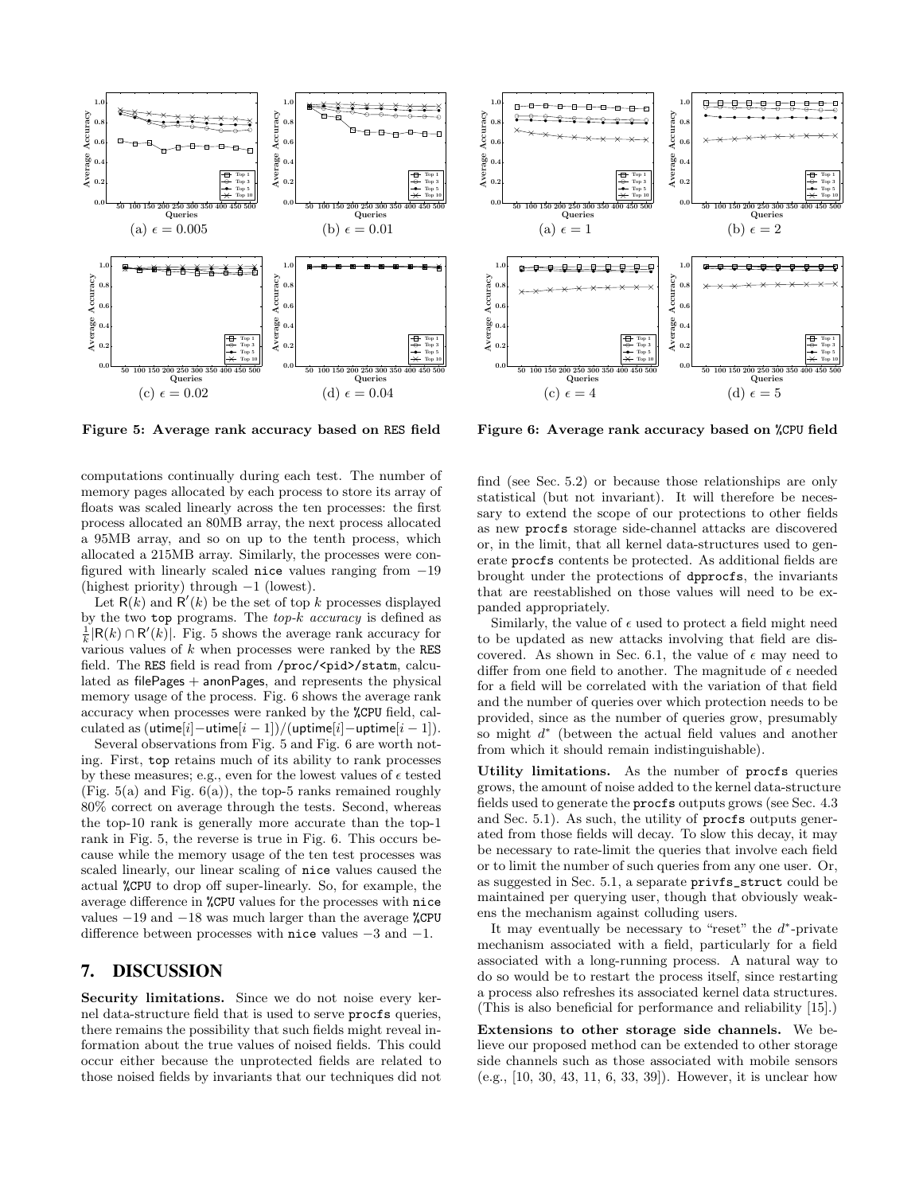(a) $\epsilon = 0.005$

(b) $\epsilon = 0.01$

(c) $\epsilon = 0.02$

(d) $\epsilon = 0.04$

**Figure 5: Average rank accuracy based on RES field**

(a) $\epsilon = 1$

(b) $\epsilon = 2$

(c) $\epsilon = 4$

(d) $\epsilon = 5$

**Figure 6: Average rank accuracy based on %CPU field**

computations continually during each test. The number of memory pages allocated by each process to store its array of floats was scaled linearly across the ten processes: the first process allocated an 80MB array, the next process allocated a 95MB array, and so on up to the tenth process, which allocated a 215MB array. Similarly, the processes were configured with linearly scaled `nice` values ranging from −19 (highest priority) through −1 (lowest).

Let $\mathsf{R}(k)$ and $\mathsf{R}'(k)$ be the set of top $k$ processes displayed by the two `top` programs. The *top-k accuracy* is defined as $\frac{1}{k}|\mathsf{R}(k) \cap \mathsf{R}'(k)|$. Fig. 5 shows the average rank accuracy for various values of $k$ when processes were ranked by the `RES` field. The `RES` field is read from `/proc/<pid>/statm`, calculated as $\mathsf{filePages} + \mathsf{anonPages}$, and represents the physical memory usage of the process. Fig. 6 shows the average rank accuracy when processes were ranked by the `%CPU` field, calculated as $(\mathsf{utime}[i] - \mathsf{utime}[i-1])/(\mathsf{uptime}[i] - \mathsf{uptime}[i-1])$.

Several observations from Fig. 5 and Fig. 6 are worth noting. First, `top` retains much of its ability to rank processes by these measures; e.g., even for the lowest values of $\epsilon$ tested (Fig. 5(a) and Fig. 6(a)), the top-5 ranks remained roughly 80% correct on average through the tests. Second, whereas the top-10 rank is generally more accurate than the top-1 rank in Fig. 5, the reverse is true in Fig. 6. This occurs because while the memory usage of the ten test processes was scaled linearly, our linear scaling of `nice` values caused the actual `%CPU` to drop off super-linearly. So, for example, the average difference in `%CPU` values for the processes with `nice` values −19 and −18 was much larger than the average `%CPU` difference between processes with `nice` values −3 and −1.

## 7. DISCUSSION

**Security limitations.** Since we do not noise every kernel data-structure field that is used to serve `procfs` queries, there remains the possibility that such fields might reveal information about the true values of noised fields. This could occur either because the unprotected fields are related to those noised fields by invariants that our techniques did not find (see Sec. 5.2) or because those relationships are only statistical (but not invariant). It will therefore be necessary to extend the scope of our protections to other fields as new `procfs` storage side-channel attacks are discovered or, in the limit, that all kernel data-structures used to generate `procfs` contents be protected. As additional fields are brought under the protections of `dpprocfs`, the invariants that are reestablished on those values will need to be expanded appropriately.

Similarly, the value of $\epsilon$ used to protect a field might need to be updated as new attacks involving that field are discovered. As shown in Sec. 6.1, the value of $\epsilon$ may need to differ from one field to another. The magnitude of $\epsilon$ needed for a field will be correlated with the variation of that field and the number of queries over which protection needs to be provided, since as the number of queries grow, presumably so might $d^*$ (between the actual field values and another from which it should remain indistinguishable).

**Utility limitations.** As the number of `procfs` queries grows, the amount of noise added to the kernel data-structure fields used to generate the `procfs` outputs grows (see Sec. 4.3 and Sec. 5.1). As such, the utility of `procfs` outputs generated from those fields will decay. To slow this decay, it may be necessary to rate-limit the queries that involve each field or to limit the number of such queries from any one user. Or, as suggested in Sec. 5.1, a separate `privfs_struct` could be maintained per querying user, though that obviously weakens the mechanism against colluding users.

It may eventually be necessary to "reset" the $d^*$-private mechanism associated with a field, particularly for a field associated with a long-running process. A natural way to do so would be to restart the process itself, since restarting a process also refreshes its associated kernel data structures. (This is also beneficial for performance and reliability [15].)

**Extensions to other storage side channels.** We believe our proposed method can be extended to other storage side channels such as those associated with mobile sensors (e.g., [10, 30, 43, 11, 6, 33, 39]). However, it is unclear how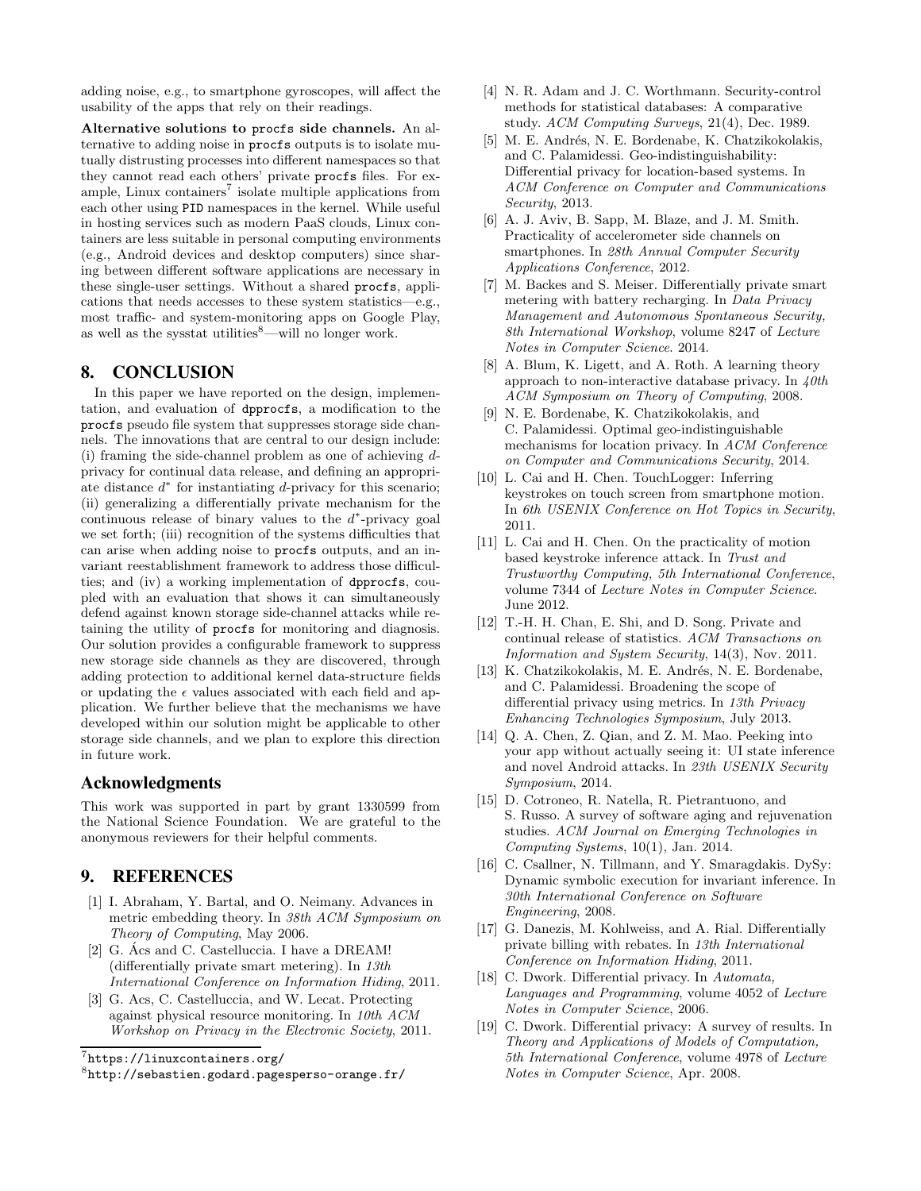adding noise, e.g., to smartphone gyroscopes, will affect the usability of the apps that rely on their readings.

**Alternative solutions to procfs side channels.** An alternative to adding noise in procfs outputs is to isolate mutually distrusting processes into different namespaces so that they cannot read each others' private procfs files. For example, Linux containers[7] isolate multiple applications from each other using PID namespaces in the kernel. While useful in hosting services such as modern PaaS clouds, Linux containers are less suitable in personal computing environments (e.g., Android devices and desktop computers) since sharing between different software applications are necessary in these single-user settings. Without a shared procfs, applications that needs accesses to these system statistics—e.g., most traffic- and system-monitoring apps on Google Play, as well as the sysstat utilities[8]—will no longer work.

## 8. CONCLUSION

In this paper we have reported on the design, implementation, and evaluation of dpprocfs, a modification to the procfs pseudo file system that suppresses storage side channels. The innovations that are central to our design include: (i) framing the side-channel problem as one of achieving $d$-privacy for continual data release, and defining an appropriate distance $d^*$ for instantiating $d$-privacy for this scenario; (ii) generalizing a differentially private mechanism for the continuous release of binary values to the $d^*$-privacy goal we set forth; (iii) recognition of the systems difficulties that can arise when adding noise to procfs outputs, and an invariant reestablishment framework to address those difficulties; and (iv) a working implementation of dpprocfs, coupled with an evaluation that shows it can simultaneously defend against known storage side-channel attacks while retaining the utility of procfs for monitoring and diagnosis. Our solution provides a configurable framework to suppress new storage side channels as they are discovered, through adding protection to additional kernel data-structure fields or updating the $\epsilon$ values associated with each field and application. We further believe that the mechanisms we have developed within our solution might be applicable to other storage side channels, and we plan to explore this direction in future work.

### Acknowledgments

This work was supported in part by grant 1330599 from the National Science Foundation. We are grateful to the anonymous reviewers for their helpful comments.

## 9. REFERENCES

[1] I. Abraham, Y. Bartal, and O. Neimany. Advances in metric embedding theory. In *38th ACM Symposium on Theory of Computing*, May 2006.

[2] G. Ács and C. Castelluccia. I have a DREAM! (differentially private smart metering). In *13th International Conference on Information Hiding*, 2011.

[3] G. Acs, C. Castelluccia, and W. Lecat. Protecting against physical resource monitoring. In *10th ACM Workshop on Privacy in the Electronic Society*, 2011.

[4] N. R. Adam and J. C. Worthmann. Security-control methods for statistical databases: A comparative study. *ACM Computing Surveys*, 21(4), Dec. 1989.

[5] M. E. Andrés, N. E. Bordenabe, K. Chatzikokolakis, and C. Palamidessi. Geo-indistinguishability: Differential privacy for location-based systems. In *ACM Conference on Computer and Communications Security*, 2013.

[6] A. J. Aviv, B. Sapp, M. Blaze, and J. M. Smith. Practicality of accelerometer side channels on smartphones. In *28th Annual Computer Security Applications Conference*, 2012.

[7] M. Backes and S. Meiser. Differentially private smart metering with battery recharging. In *Data Privacy Management and Autonomous Spontaneous Security, 8th International Workshop*, volume 8247 of *Lecture Notes in Computer Science*. 2014.

[8] A. Blum, K. Ligett, and A. Roth. A learning theory approach to non-interactive database privacy. In *40th ACM Symposium on Theory of Computing*, 2008.

[9] N. E. Bordenabe, K. Chatzikokolakis, and C. Palamidessi. Optimal geo-indistinguishable mechanisms for location privacy. In *ACM Conference on Computer and Communications Security*, 2014.

[10] L. Cai and H. Chen. TouchLogger: Inferring keystrokes on touch screen from smartphone motion. In *6th USENIX Conference on Hot Topics in Security*, 2011.

[11] L. Cai and H. Chen. On the practicality of motion based keystroke inference attack. In *Trust and Trustworthy Computing, 5th International Conference*, volume 7344 of *Lecture Notes in Computer Science*. June 2012.

[12] T.-H. H. Chan, E. Shi, and D. Song. Private and continual release of statistics. *ACM Transactions on Information and System Security*, 14(3), Nov. 2011.

[13] K. Chatzikokolakis, M. E. Andrés, N. E. Bordenabe, and C. Palamidessi. Broadening the scope of differential privacy using metrics. In *13th Privacy Enhancing Technologies Symposium*, July 2013.

[14] Q. A. Chen, Z. Qian, and Z. M. Mao. Peeking into your app without actually seeing it: UI state inference and novel Android attacks. In *23th USENIX Security Symposium*, 2014.

[15] D. Cotroneo, R. Natella, R. Pietrantuono, and S. Russo. A survey of software aging and rejuvenation studies. *ACM Journal on Emerging Technologies in Computing Systems*, 10(1), Jan. 2014.

[16] C. Csallner, N. Tillmann, and Y. Smaragdakis. DySy: Dynamic symbolic execution for invariant inference. In *30th International Conference on Software Engineering*, 2008.

[17] G. Danezis, M. Kohlweiss, and A. Rial. Differentially private billing with rebates. In *13th International Conference on Information Hiding*, 2011.

[18] C. Dwork. Differential privacy. In *Automata, Languages and Programming*, volume 4052 of *Lecture Notes in Computer Science*, 2006.

[19] C. Dwork. Differential privacy: A survey of results. In *Theory and Applications of Models of Computation, 5th International Conference*, volume 4978 of *Lecture Notes in Computer Science*, Apr. 2008.

[7] https://linuxcontainers.org/

[8] http://sebastien.godard.pagesperso-orange.fr/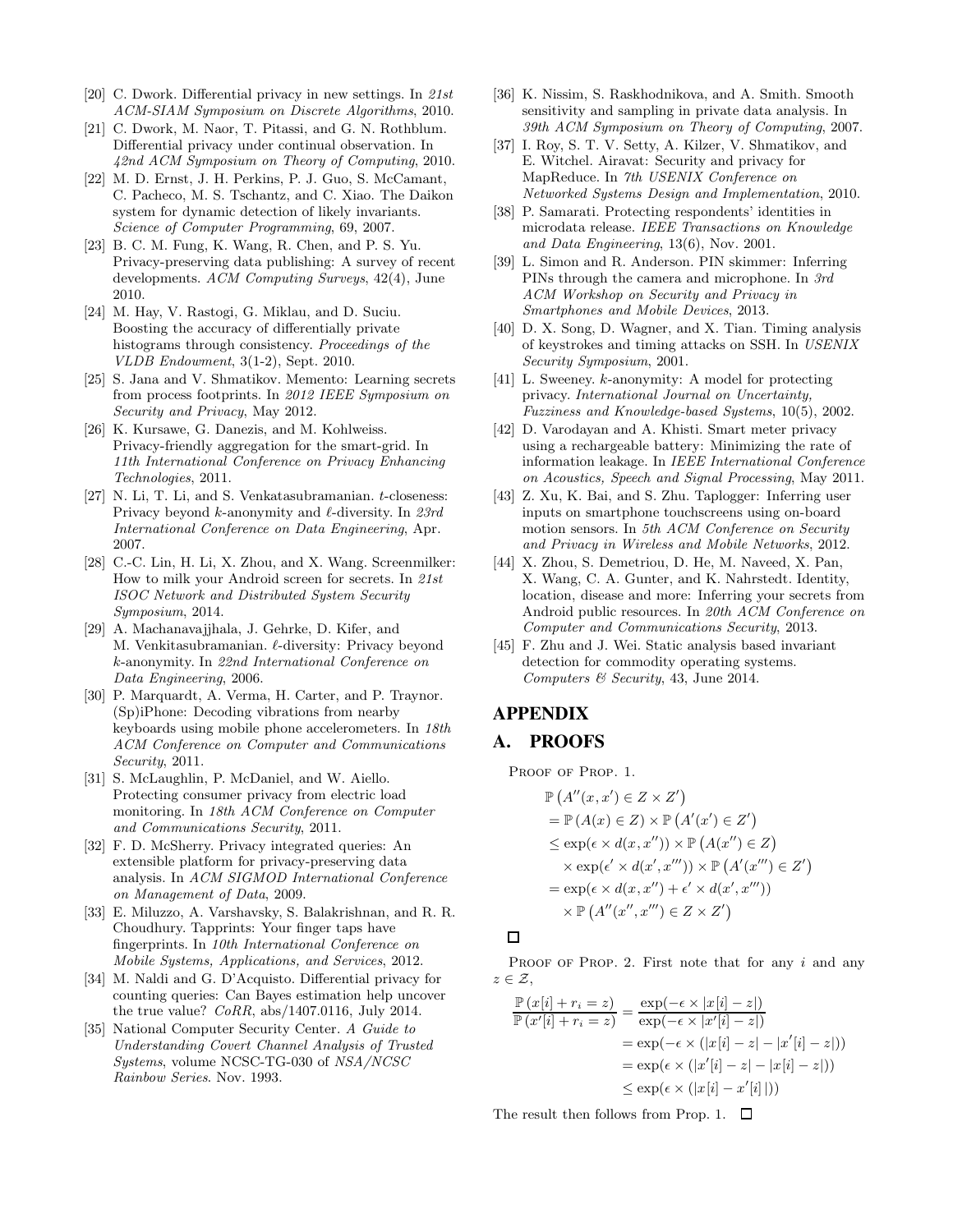[20] C. Dwork. Differential privacy in new settings. In *21st ACM-SIAM Symposium on Discrete Algorithms*, 2010.

[21] C. Dwork, M. Naor, T. Pitassi, and G. N. Rothblum. Differential privacy under continual observation. In *42nd ACM Symposium on Theory of Computing*, 2010.

[22] M. D. Ernst, J. H. Perkins, P. J. Guo, S. McCamant, C. Pacheco, M. S. Tschantz, and C. Xiao. The Daikon system for dynamic detection of likely invariants. *Science of Computer Programming*, 69, 2007.

[23] B. C. M. Fung, K. Wang, R. Chen, and P. S. Yu. Privacy-preserving data publishing: A survey of recent developments. *ACM Computing Surveys*, 42(4), June 2010.

[24] M. Hay, V. Rastogi, G. Miklau, and D. Suciu. Boosting the accuracy of differentially private histograms through consistency. *Proceedings of the VLDB Endowment*, 3(1-2), Sept. 2010.

[25] S. Jana and V. Shmatikov. Memento: Learning secrets from process footprints. In *2012 IEEE Symposium on Security and Privacy*, May 2012.

[26] K. Kursawe, G. Danezis, and M. Kohlweiss. Privacy-friendly aggregation for the smart-grid. In *11th International Conference on Privacy Enhancing Technologies*, 2011.

[27] N. Li, T. Li, and S. Venkatasubramanian. $t$-closeness: Privacy beyond $k$-anonymity and $\ell$-diversity. In *23rd International Conference on Data Engineering*, Apr. 2007.

[28] C.-C. Lin, H. Li, X. Zhou, and X. Wang. Screenmilker: How to milk your Android screen for secrets. In *21st ISOC Network and Distributed System Security Symposium*, 2014.

[29] A. Machanavajjhala, J. Gehrke, D. Kifer, and M. Venkitasubramanian. $\ell$-diversity: Privacy beyond $k$-anonymity. In *22nd International Conference on Data Engineering*, 2006.

[30] P. Marquardt, A. Verma, H. Carter, and P. Traynor. (Sp)iPhone: Decoding vibrations from nearby keyboards using mobile phone accelerometers. In *18th ACM Conference on Computer and Communications Security*, 2011.

[31] S. McLaughlin, P. McDaniel, and W. Aiello. Protecting consumer privacy from electric load monitoring. In *18th ACM Conference on Computer and Communications Security*, 2011.

[32] F. D. McSherry. Privacy integrated queries: An extensible platform for privacy-preserving data analysis. In *ACM SIGMOD International Conference on Management of Data*, 2009.

[33] E. Miluzzo, A. Varshavsky, S. Balakrishnan, and R. R. Choudhury. Tapprints: Your finger taps have fingerprints. In *10th International Conference on Mobile Systems, Applications, and Services*, 2012.

[34] M. Naldi and G. D'Acquisto. Differential privacy for counting queries: Can Bayes estimation help uncover the true value? *CoRR*, abs/1407.0116, July 2014.

[35] National Computer Security Center. *A Guide to Understanding Covert Channel Analysis of Trusted Systems*, volume NCSC-TG-030 of *NSA/NCSC Rainbow Series*. Nov. 1993.

[36] K. Nissim, S. Raskhodnikova, and A. Smith. Smooth sensitivity and sampling in private data analysis. In *39th ACM Symposium on Theory of Computing*, 2007.

[37] I. Roy, S. T. V. Setty, A. Kilzer, V. Shmatikov, and E. Witchel. Airavat: Security and privacy for MapReduce. In *7th USENIX Conference on Networked Systems Design and Implementation*, 2010.

[38] P. Samarati. Protecting respondents' identities in microdata release. *IEEE Transactions on Knowledge and Data Engineering*, 13(6), Nov. 2001.

[39] L. Simon and R. Anderson. PIN skimmer: Inferring PINs through the camera and microphone. In *3rd ACM Workshop on Security and Privacy in Smartphones and Mobile Devices*, 2013.

[40] D. X. Song, D. Wagner, and X. Tian. Timing analysis of keystrokes and timing attacks on SSH. In *USENIX Security Symposium*, 2001.

[41] L. Sweeney. $k$-anonymity: A model for protecting privacy. *International Journal on Uncertainty, Fuzziness and Knowledge-based Systems*, 10(5), 2002.

[42] D. Varodayan and A. Khisti. Smart meter privacy using a rechargeable battery: Minimizing the rate of information leakage. In *IEEE International Conference on Acoustics, Speech and Signal Processing*, May 2011.

[43] Z. Xu, K. Bai, and S. Zhu. Taplogger: Inferring user inputs on smartphone touchscreens using on-board motion sensors. In *5th ACM Conference on Security and Privacy in Wireless and Mobile Networks*, 2012.

[44] X. Zhou, S. Demetriou, D. He, M. Naveed, X. Pan, X. Wang, C. A. Gunter, and K. Nahrstedt. Identity, location, disease and more: Inferring your secrets from Android public resources. In *20th ACM Conference on Computer and Communications Security*, 2013.

[45] F. Zhu and J. Wei. Static analysis based invariant detection for commodity operating systems. *Computers & Security*, 43, June 2014.

# APPENDIX

## A. PROOFS

PROOF OF PROP. 1.

$$
\begin{aligned}
&\mathbb{P}\left(A''(x, x') \in Z \times Z'\right) \\
&= \mathbb{P}\left(A(x) \in Z\right) \times \mathbb{P}\left(A'(x') \in Z'\right) \\
&\leq \exp(\epsilon \times d(x, x'')) \times \mathbb{P}\left(A(x'') \in Z\right) \\
&\quad \times \exp(\epsilon' \times d(x', x''')) \times \mathbb{P}\left(A'(x''') \in Z'\right) \\
&= \exp(\epsilon \times d(x, x'') + \epsilon' \times d(x', x''')) \\
&\quad \times \mathbb{P}\left(A''(x'', x''') \in Z \times Z'\right)
\end{aligned}
$$

□

PROOF OF PROP. 2. First note that for any $i$ and any $z \in \mathcal{Z}$,

$$
\begin{aligned}
\frac{\mathbb{P}\left(x[i] + r_i = z\right)}{\mathbb{P}\left(x'[i] + r_i = z\right)} &= \frac{\exp(-\epsilon \times |x[i] - z|)}{\exp(-\epsilon \times |x'[i] - z|)} \\
&= \exp(-\epsilon \times (|x[i] - z| - |x'[i] - z|)) \\
&= \exp(\epsilon \times (|x'[i] - z| - |x[i] - z|)) \\
&\leq \exp(\epsilon \times (|x[i] - x'[i]|))
\end{aligned}
$$

The result then follows from Prop. 1. □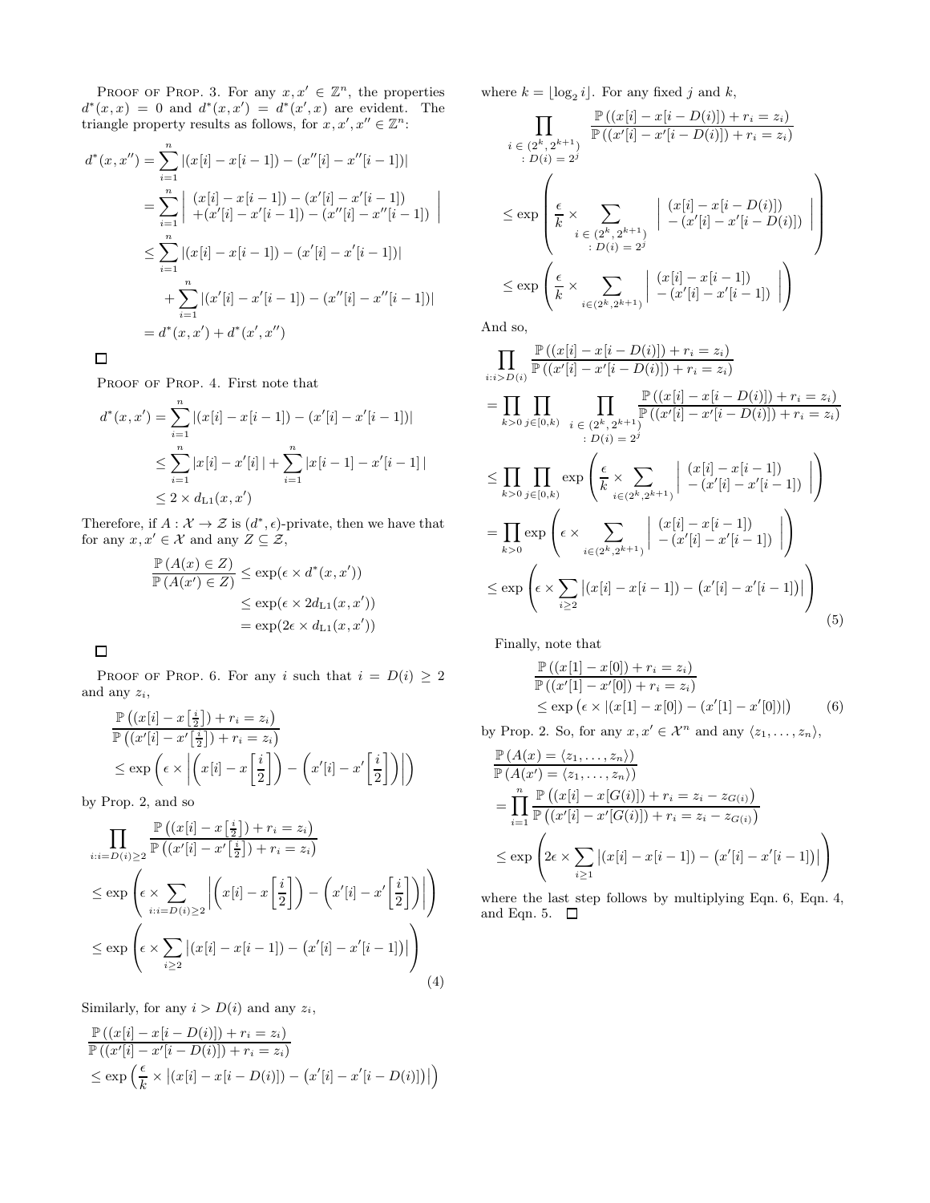PROOF OF PROP. 3. For any $x, x' \in \mathbb{Z}^n$, the properties $d^*(x,x) = 0$ and $d^*(x,x') = d^*(x',x)$ are evident. The triangle property results as follows, for $x, x', x'' \in \mathbb{Z}^n$:

$$
\begin{aligned}
d^*(x,x'') &= \sum_{i=1}^{n} \left|(x[i]-x[i-1]) - (x''[i]-x''[i-1])\right| \\
&= \sum_{i=1}^{n} \left| \begin{array}{l} (x[i]-x[i-1]) - (x'[i]-x'[i-1]) \\ +(x'[i]-x'[i-1]) - (x''[i]-x''[i-1]) \end{array} \right| \\
&\le \sum_{i=1}^{n} \left|(x[i]-x[i-1]) - (x'[i]-x'[i-1])\right| \\
&\quad + \sum_{i=1}^{n} \left|(x'[i]-x'[i-1]) - (x''[i]-x''[i-1])\right| \\
&= d^*(x,x') + d^*(x',x'')
\end{aligned}
$$

□

PROOF OF PROP. 4. First note that

$$
\begin{aligned}
d^*(x,x') &= \sum_{i=1}^{n} \left|(x[i]-x[i-1]) - (x'[i]-x'[i-1])\right| \\
&\le \sum_{i=1}^{n} |x[i]-x'[i]| + \sum_{i=1}^{n} |x[i-1]-x'[i-1]| \\
&\le 2 \times d_{\mathrm{L1}}(x,x')
\end{aligned}
$$

Therefore, if $A : \mathcal{X} \to \mathcal{Z}$ is $(d^*, \epsilon)$-private, then we have that for any $x, x' \in \mathcal{X}$ and any $Z \subseteq \mathcal{Z}$,

$$
\begin{aligned}
\frac{\mathbb{P}(A(x) \in Z)}{\mathbb{P}(A(x') \in Z)} &\le \exp(\epsilon \times d^*(x,x')) \\
&\le \exp(\epsilon \times 2 d_{\mathrm{L1}}(x,x')) \\
&= \exp(2\epsilon \times d_{\mathrm{L1}}(x,x'))
\end{aligned}
$$

□

PROOF OF PROP. 6. For any $i$ such that $i = D(i) \ge 2$ and any $z_i$,

$$
\begin{aligned}
&\frac{\mathbb{P}\left((x[i] - x\left[\frac{i}{2}\right]) + r_i = z_i\right)}{\mathbb{P}\left((x'[i] - x'\left[\frac{i}{2}\right]) + r_i = z_i\right)} \\
&\le \exp\left(\epsilon \times \left|\left(x[i] - x\left[\frac{i}{2}\right]\right) - \left(x'[i] - x'\left[\frac{i}{2}\right]\right)\right|\right)
\end{aligned}
$$

by Prop. 2, and so

$$
\begin{aligned}
&\prod_{i : i = D(i) \ge 2} \frac{\mathbb{P}\left((x[i] - x\left[\frac{i}{2}\right]) + r_i = z_i\right)}{\mathbb{P}\left((x'[i] - x'\left[\frac{i}{2}\right]) + r_i = z_i\right)} \\
&\le \exp\left(\epsilon \times \sum_{i : i = D(i) \ge 2} \left|\left(x[i] - x\left[\frac{i}{2}\right]\right) - \left(x'[i] - x'\left[\frac{i}{2}\right]\right)\right|\right) \\
&\le \exp\left(\epsilon \times \sum_{i \ge 2} \left|(x[i]-x[i-1]) - (x'[i]-x'[i-1])\right|\right)
\end{aligned}
\tag{4}
$$

Similarly, for any $i > D(i)$ and any $z_i$,

$$
\begin{aligned}
&\frac{\mathbb{P}((x[i] - x[i-D(i)]) + r_i = z_i)}{\mathbb{P}((x'[i] - x'[i-D(i)]) + r_i = z_i)} \\
&\le \exp\left(\frac{\epsilon}{k} \times \left|(x[i] - x[i-D(i)]) - (x'[i] - x'[i-D(i)])\right|\right)
\end{aligned}
$$

where $k = \lfloor \log_2 i \rfloor$. For any fixed $j$ and $k$,

$$
\begin{aligned}
&\prod_{\substack{i \in (2^k, 2^{k+1}) \\ : D(i) = 2^j}} \frac{\mathbb{P}((x[i] - x[i-D(i)]) + r_i = z_i)}{\mathbb{P}((x'[i] - x'[i-D(i)]) + r_i = z_i)} \\
&\le \exp\left(\frac{\epsilon}{k} \times \sum_{\substack{i \in (2^k, 2^{k+1}) \\ : D(i) = 2^j}} \left| \begin{array}{l} (x[i] - x[i-D(i)]) \\ -(x'[i] - x'[i-D(i)]) \end{array} \right|\right) \\
&\le \exp\left(\frac{\epsilon}{k} \times \sum_{i \in (2^k, 2^{k+1})} \left| \begin{array}{l} (x[i] - x[i-1]) \\ -(x'[i] - x'[i-1]) \end{array} \right|\right)
\end{aligned}
$$

And so,

$$
\begin{aligned}
&\prod_{i : i > D(i)} \frac{\mathbb{P}((x[i] - x[i-D(i)]) + r_i = z_i)}{\mathbb{P}((x'[i] - x'[i-D(i)]) + r_i = z_i)} \\
&= \prod_{k > 0} \prod_{j \in [0,k)} \prod_{\substack{i \in (2^k, 2^{k+1}) \\ : D(i) = 2^j}} \frac{\mathbb{P}((x[i] - x[i-D(i)]) + r_i = z_i)}{\mathbb{P}((x'[i] - x'[i-D(i)]) + r_i = z_i)} \\
&\le \prod_{k > 0} \prod_{j \in [0,k)} \exp\left(\frac{\epsilon}{k} \times \sum_{i \in (2^k, 2^{k+1})} \left| \begin{array}{l} (x[i] - x[i-1]) \\ -(x'[i] - x'[i-1]) \end{array} \right|\right) \\
&= \prod_{k > 0} \exp\left(\epsilon \times \sum_{i \in (2^k, 2^{k+1})} \left| \begin{array}{l} (x[i] - x[i-1]) \\ -(x'[i] - x'[i-1]) \end{array} \right|\right) \\
&\le \exp\left(\epsilon \times \sum_{i \ge 2} \left|(x[i]-x[i-1]) - (x'[i]-x'[i-1])\right|\right)
\end{aligned}
\tag{5}
$$

Finally, note that

$$
\begin{aligned}
&\frac{\mathbb{P}((x[1] - x[0]) + r_i = z_i)}{\mathbb{P}((x'[1] - x'[0]) + r_i = z_i)} \\
&\le \exp\left(\epsilon \times |(x[1] - x[0]) - (x'[1] - x'[0])|\right)
\end{aligned}
\tag{6}
$$

by Prop. 2. So, for any $x, x' \in \mathcal{X}^n$ and any $\langle z_1, \ldots, z_n \rangle$,

$$
\begin{aligned}
&\frac{\mathbb{P}(A(x) = \langle z_1, \ldots, z_n \rangle)}{\mathbb{P}(A(x') = \langle z_1, \ldots, z_n \rangle)} \\
&= \prod_{i=1}^{n} \frac{\mathbb{P}\left((x[i] - x[G(i)]) + r_i = z_i - z_{G(i)}\right)}{\mathbb{P}\left((x'[i] - x'[G(i)]) + r_i = z_i - z_{G(i)}\right)} \\
&\le \exp\left(2\epsilon \times \sum_{i \ge 1} \left|(x[i]-x[i-1]) - (x'[i]-x'[i-1])\right|\right)
\end{aligned}
$$

where the last step follows by multiplying Eqn. 6, Eqn. 4, and Eqn. 5. □